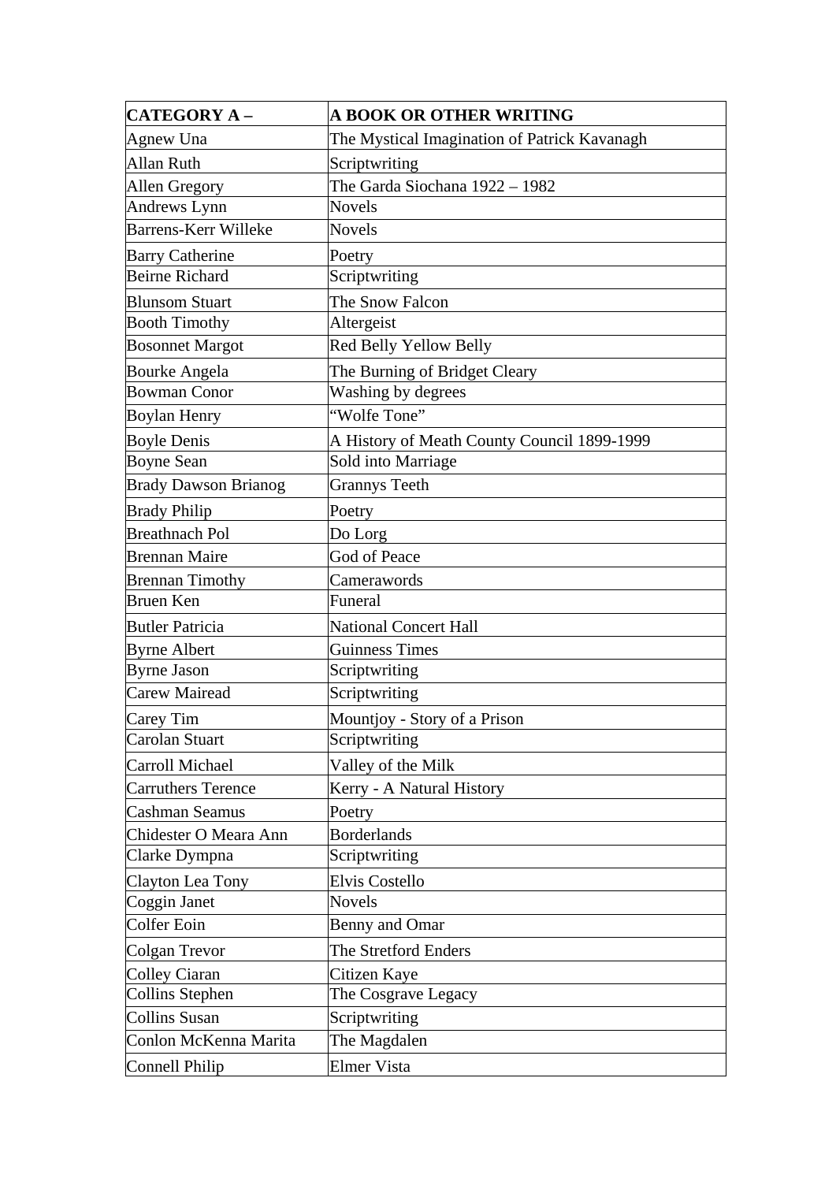| CATEGORY A – | A BOOK OR OTHER WRITING |
| --- | --- |
| Agnew Una | The Mystical Imagination of Patrick Kavanagh |
| Allan Ruth | Scriptwriting |
| Allen Gregory | The Garda Siochana 1922 – 1982 |
| Andrews Lynn | Novels |
| Barrens-Kerr Willeke | Novels |
| Barry Catherine | Poetry |
| Beirne Richard | Scriptwriting |
| Blunsom Stuart | The Snow Falcon |
| Booth Timothy | Altergeist |
| Bosonnet Margot | Red Belly Yellow Belly |
| Bourke Angela | The Burning of Bridget Cleary |
| Bowman Conor | Washing by degrees |
| Boylan Henry | "Wolfe Tone" |
| Boyle Denis | A History of Meath County Council 1899-1999 |
| Boyne Sean | Sold into Marriage |
| Brady Dawson Brianog | Grannys Teeth |
| Brady Philip | Poetry |
| Breathnach Pol | Do Lorg |
| Brennan Maire | God of Peace |
| Brennan Timothy | Camerawords |
| Bruen Ken | Funeral |
| Butler Patricia | National Concert Hall |
| Byrne Albert | Guinness Times |
| Byrne Jason | Scriptwriting |
| Carew Mairead | Scriptwriting |
| Carey Tim | Mountjoy - Story of a Prison |
| Carolan Stuart | Scriptwriting |
| Carroll Michael | Valley of the Milk |
| Carruthers Terence | Kerry - A Natural History |
| Cashman Seamus | Poetry |
| Chidester O Meara Ann | Borderlands |
| Clarke Dympna | Scriptwriting |
| Clayton Lea Tony | Elvis Costello |
| Coggin Janet | Novels |
| Colfer Eoin | Benny and Omar |
| Colgan Trevor | The Stretford Enders |
| Colley Ciaran | Citizen Kaye |
| Collins Stephen | The Cosgrave Legacy |
| Collins Susan | Scriptwriting |
| Conlon McKenna Marita | The Magdalen |
| Connell Philip | Elmer Vista |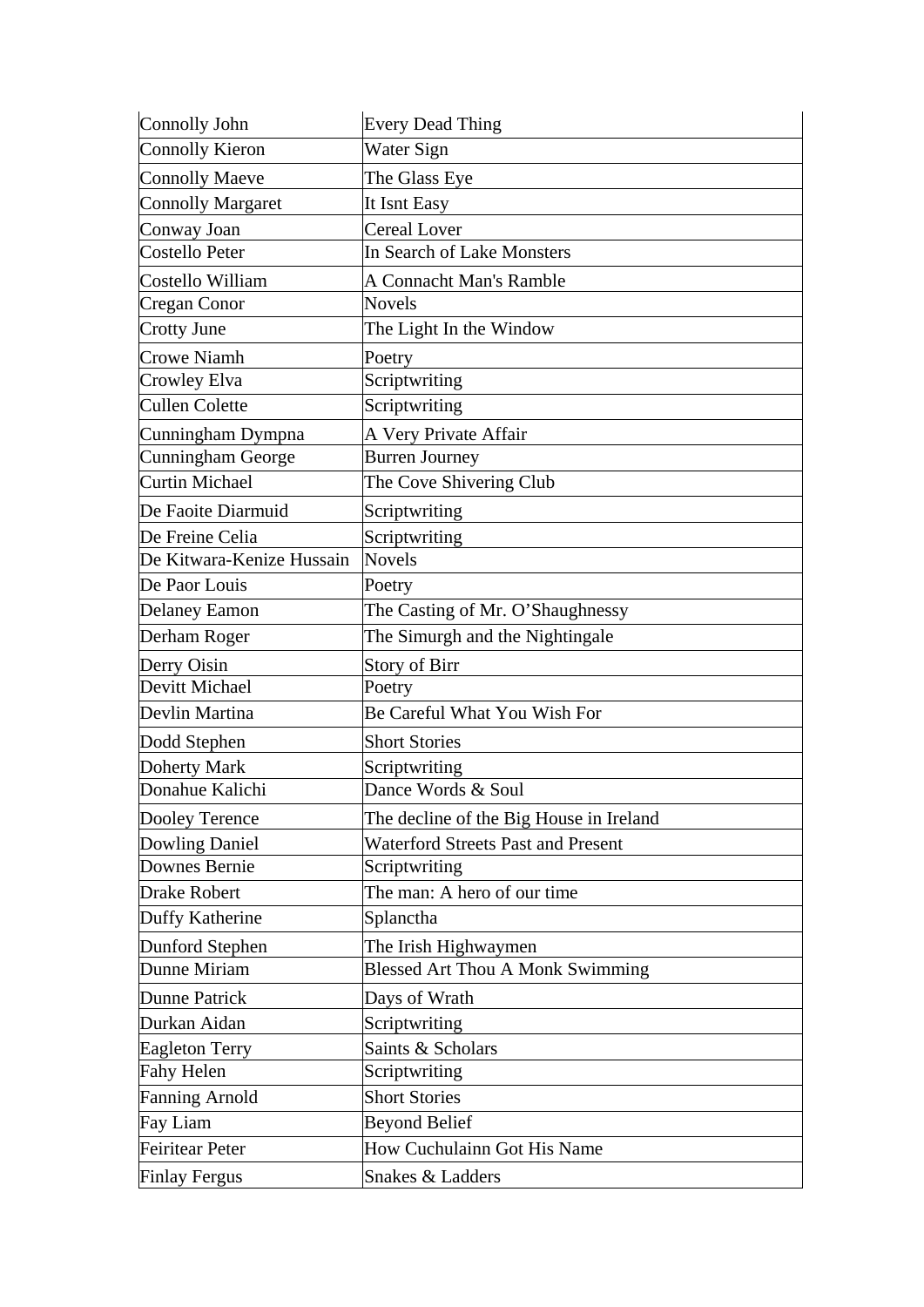| | |
|---|---|
| Connolly John | Every Dead Thing |
| Connolly Kieron | Water Sign |
| Connolly Maeve | The Glass Eye |
| Connolly Margaret | It Isnt Easy |
| Conway Joan | Cereal Lover |
| Costello Peter | In Search of Lake Monsters |
| Costello William | A Connacht Man's Ramble |
| Cregan Conor | Novels |
| Crotty June | The Light In the Window |
| Crowe Niamh | Poetry |
| Crowley Elva | Scriptwriting |
| Cullen Colette | Scriptwriting |
| Cunningham Dympna | A Very Private Affair |
| Cunningham George | Burren Journey |
| Curtin Michael | The Cove Shivering Club |
| De Faoite Diarmuid | Scriptwriting |
| De Freine Celia | Scriptwriting |
| De Kitwara-Kenize Hussain | Novels |
| De Paor Louis | Poetry |
| Delaney Eamon | The Casting of Mr. O'Shaughnessy |
| Derham Roger | The Simurgh and the Nightingale |
| Derry Oisin | Story of Birr |
| Devitt Michael | Poetry |
| Devlin Martina | Be Careful What You Wish For |
| Dodd Stephen | Short Stories |
| Doherty Mark | Scriptwriting |
| Donahue Kalichi | Dance Words & Soul |
| Dooley Terence | The decline of the Big House in Ireland |
| Dowling Daniel | Waterford Streets Past and Present |
| Downes Bernie | Scriptwriting |
| Drake Robert | The man: A hero of our time |
| Duffy Katherine | Splanctha |
| Dunford Stephen | The Irish Highwaymen |
| Dunne Miriam | Blessed Art Thou A Monk Swimming |
| Dunne Patrick | Days of Wrath |
| Durkan Aidan | Scriptwriting |
| Eagleton Terry | Saints & Scholars |
| Fahy Helen | Scriptwriting |
| Fanning Arnold | Short Stories |
| Fay Liam | Beyond Belief |
| Feiritear Peter | How Cuchulainn Got His Name |
| Finlay Fergus | Snakes & Ladders |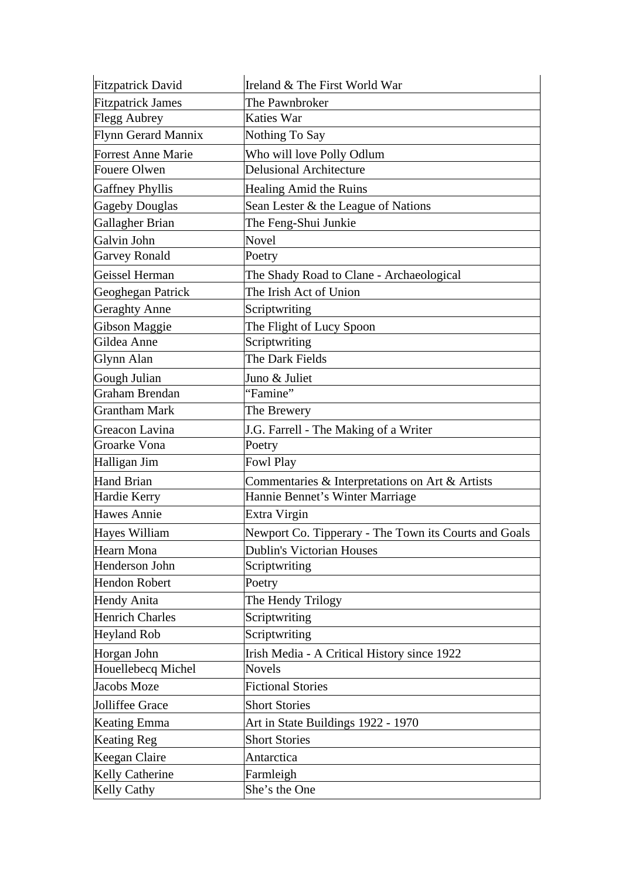| Fitzpatrick David | Ireland & The First World War |
|---|---|
| Fitzpatrick James | The Pawnbroker |
| Flegg Aubrey | Katies War |
| Flynn Gerard Mannix | Nothing To Say |
| Forrest Anne Marie | Who will love Polly Odlum |
| Fouere Olwen | Delusional Architecture |
| Gaffney Phyllis | Healing Amid the Ruins |
| Gageby Douglas | Sean Lester & the League of Nations |
| Gallagher Brian | The Feng-Shui Junkie |
| Galvin John | Novel |
| Garvey Ronald | Poetry |
| Geissel Herman | The Shady Road to Clane - Archaeological |
| Geoghegan Patrick | The Irish Act of Union |
| Geraghty Anne | Scriptwriting |
| Gibson Maggie | The Flight of Lucy Spoon |
| Gildea Anne | Scriptwriting |
| Glynn Alan | The Dark Fields |
| Gough Julian | Juno & Juliet |
| Graham Brendan | "Famine" |
| Grantham Mark | The Brewery |
| Greacon Lavina | J.G. Farrell - The Making of a Writer |
| Groarke Vona | Poetry |
| Halligan Jim | Fowl Play |
| Hand Brian | Commentaries & Interpretations on Art & Artists |
| Hardie Kerry | Hannie Bennet's Winter Marriage |
| Hawes Annie | Extra Virgin |
| Hayes William | Newport Co. Tipperary - The Town its Courts and Goals |
| Hearn Mona | Dublin's Victorian Houses |
| Henderson John | Scriptwriting |
| Hendon Robert | Poetry |
| Hendy Anita | The Hendy Trilogy |
| Henrich Charles | Scriptwriting |
| Heyland Rob | Scriptwriting |
| Horgan John | Irish Media - A Critical History since 1922 |
| Houellebecq Michel | Novels |
| Jacobs Moze | Fictional Stories |
| Jolliffee Grace | Short Stories |
| Keating Emma | Art in State Buildings 1922 - 1970 |
| Keating Reg | Short Stories |
| Keegan Claire | Antarctica |
| Kelly Catherine | Farmleigh |
| Kelly Cathy | She's the One |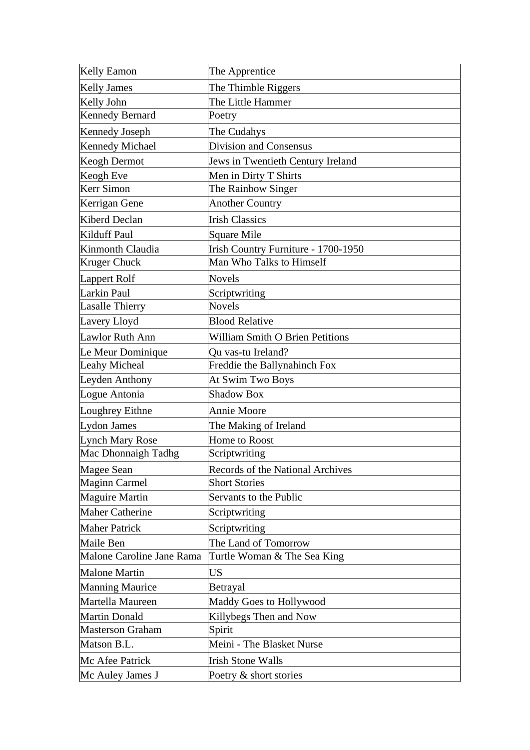| Kelly Eamon | The Apprentice |
|---|---|
| Kelly James | The Thimble Riggers |
| Kelly John | The Little Hammer |
| Kennedy Bernard | Poetry |
| Kennedy Joseph | The Cudahys |
| Kennedy Michael | Division and Consensus |
| Keogh Dermot | Jews in Twentieth Century Ireland |
| Keogh Eve | Men in Dirty T Shirts |
| Kerr Simon | The Rainbow Singer |
| Kerrigan Gene | Another Country |
| Kiberd Declan | Irish Classics |
| Kilduff Paul | Square Mile |
| Kinmonth Claudia | Irish Country Furniture - 1700-1950 |
| Kruger Chuck | Man Who Talks to Himself |
| Lappert Rolf | Novels |
| Larkin Paul | Scriptwriting |
| Lasalle Thierry | Novels |
| Lavery Lloyd | Blood Relative |
| Lawlor Ruth Ann | William Smith O Brien Petitions |
| Le Meur Dominique | Qu vas-tu Ireland? |
| Leahy Micheal | Freddie the Ballynahinch Fox |
| Leyden Anthony | At Swim Two Boys |
| Logue Antonia | Shadow Box |
| Loughrey Eithne | Annie Moore |
| Lydon James | The Making of Ireland |
| Lynch Mary Rose | Home to Roost |
| Mac Dhonnaigh Tadhg | Scriptwriting |
| Magee Sean | Records of the National Archives |
| Maginn Carmel | Short Stories |
| Maguire Martin | Servants to the Public |
| Maher Catherine | Scriptwriting |
| Maher Patrick | Scriptwriting |
| Maile Ben | The Land of Tomorrow |
| Malone Caroline Jane Rama | Turtle Woman & The Sea King |
| Malone Martin | US |
| Manning Maurice | Betrayal |
| Martella Maureen | Maddy Goes to Hollywood |
| Martin Donald | Killybegs Then and Now |
| Masterson Graham | Spirit |
| Matson B.L. | Meini - The Blasket Nurse |
| Mc Afee Patrick | Irish Stone Walls |
| Mc Auley James J | Poetry & short stories |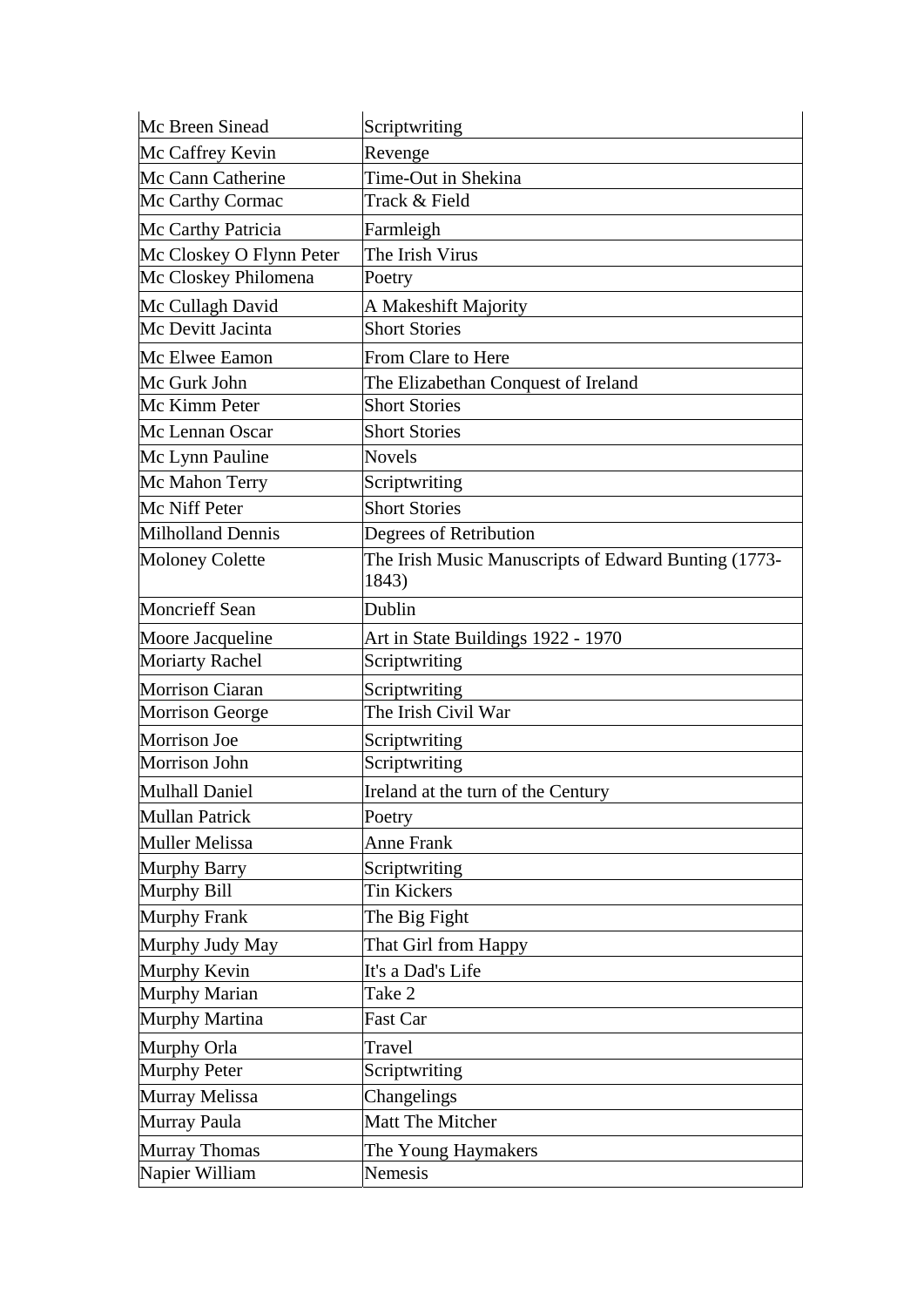| Mc Breen Sinead | Scriptwriting |
|---|---|
| Mc Caffrey Kevin | Revenge |
| Mc Cann Catherine | Time-Out in Shekina |
| Mc Carthy Cormac | Track & Field |
| Mc Carthy Patricia | Farmleigh |
| Mc Closkey O Flynn Peter | The Irish Virus |
| Mc Closkey Philomena | Poetry |
| Mc Cullagh David | A Makeshift Majority |
| Mc Devitt Jacinta | Short Stories |
| Mc Elwee Eamon | From Clare to Here |
| Mc Gurk John | The Elizabethan Conquest of Ireland |
| Mc Kimm Peter | Short Stories |
| Mc Lennan Oscar | Short Stories |
| Mc Lynn Pauline | Novels |
| Mc Mahon Terry | Scriptwriting |
| Mc Niff Peter | Short Stories |
| Milholland Dennis | Degrees of Retribution |
| Moloney Colette | The Irish Music Manuscripts of Edward Bunting (1773-1843) |
| Moncrieff Sean | Dublin |
| Moore Jacqueline | Art in State Buildings 1922 - 1970 |
| Moriarty Rachel | Scriptwriting |
| Morrison Ciaran | Scriptwriting |
| Morrison George | The Irish Civil War |
| Morrison Joe | Scriptwriting |
| Morrison John | Scriptwriting |
| Mulhall Daniel | Ireland at the turn of the Century |
| Mullan Patrick | Poetry |
| Muller Melissa | Anne Frank |
| Murphy Barry | Scriptwriting |
| Murphy Bill | Tin Kickers |
| Murphy Frank | The Big Fight |
| Murphy Judy May | That Girl from Happy |
| Murphy Kevin | It's a Dad's Life |
| Murphy Marian | Take 2 |
| Murphy Martina | Fast Car |
| Murphy Orla | Travel |
| Murphy Peter | Scriptwriting |
| Murray Melissa | Changelings |
| Murray Paula | Matt The Mitcher |
| Murray Thomas | The Young Haymakers |
| Napier William | Nemesis |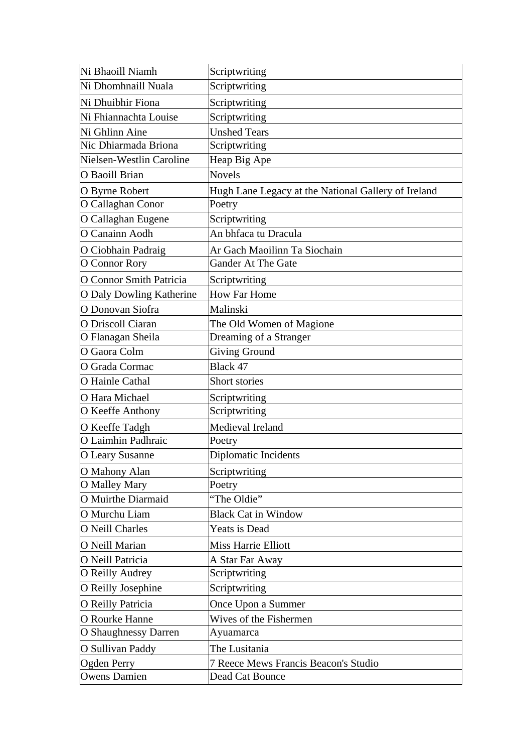| | |
|---|---|
| Ni Bhaoill Niamh | Scriptwriting |
| Ni Dhomhnaill Nuala | Scriptwriting |
| Ni Dhuibhir Fiona | Scriptwriting |
| Ni Fhiannachta Louise | Scriptwriting |
| Ni Ghlinn Aine | Unshed Tears |
| Nic Dhiarmada Briona | Scriptwriting |
| Nielsen-Westlin Caroline | Heap Big Ape |
| O Baoill Brian | Novels |
| O Byrne Robert | Hugh Lane Legacy at the National Gallery of Ireland |
| O Callaghan Conor | Poetry |
| O Callaghan Eugene | Scriptwriting |
| O Canainn Aodh | An bhfaca tu Dracula |
| O Ciobhain Padraig | Ar Gach Maoilinn Ta Siochain |
| O Connor Rory | Gander At The Gate |
| O Connor Smith Patricia | Scriptwriting |
| O Daly Dowling Katherine | How Far Home |
| O Donovan Siofra | Malinski |
| O Driscoll Ciaran | The Old Women of Magione |
| O Flanagan Sheila | Dreaming of a Stranger |
| O Gaora Colm | Giving Ground |
| O Grada Cormac | Black 47 |
| O Hainle Cathal | Short stories |
| O Hara Michael | Scriptwriting |
| O Keeffe Anthony | Scriptwriting |
| O Keeffe Tadgh | Medieval Ireland |
| O Laimhin Padhraic | Poetry |
| O Leary Susanne | Diplomatic Incidents |
| O Mahony Alan | Scriptwriting |
| O Malley Mary | Poetry |
| O Muirthe Diarmaid | "The Oldie" |
| O Murchu Liam | Black Cat in Window |
| O Neill Charles | Yeats is Dead |
| O Neill Marian | Miss Harrie Elliott |
| O Neill Patricia | A Star Far Away |
| O Reilly Audrey | Scriptwriting |
| O Reilly Josephine | Scriptwriting |
| O Reilly Patricia | Once Upon a Summer |
| O Rourke Hanne | Wives of the Fishermen |
| O Shaughnessy Darren | Ayuamarca |
| O Sullivan Paddy | The Lusitania |
| Ogden Perry | 7 Reece Mews Francis Beacon's Studio |
| Owens Damien | Dead Cat Bounce |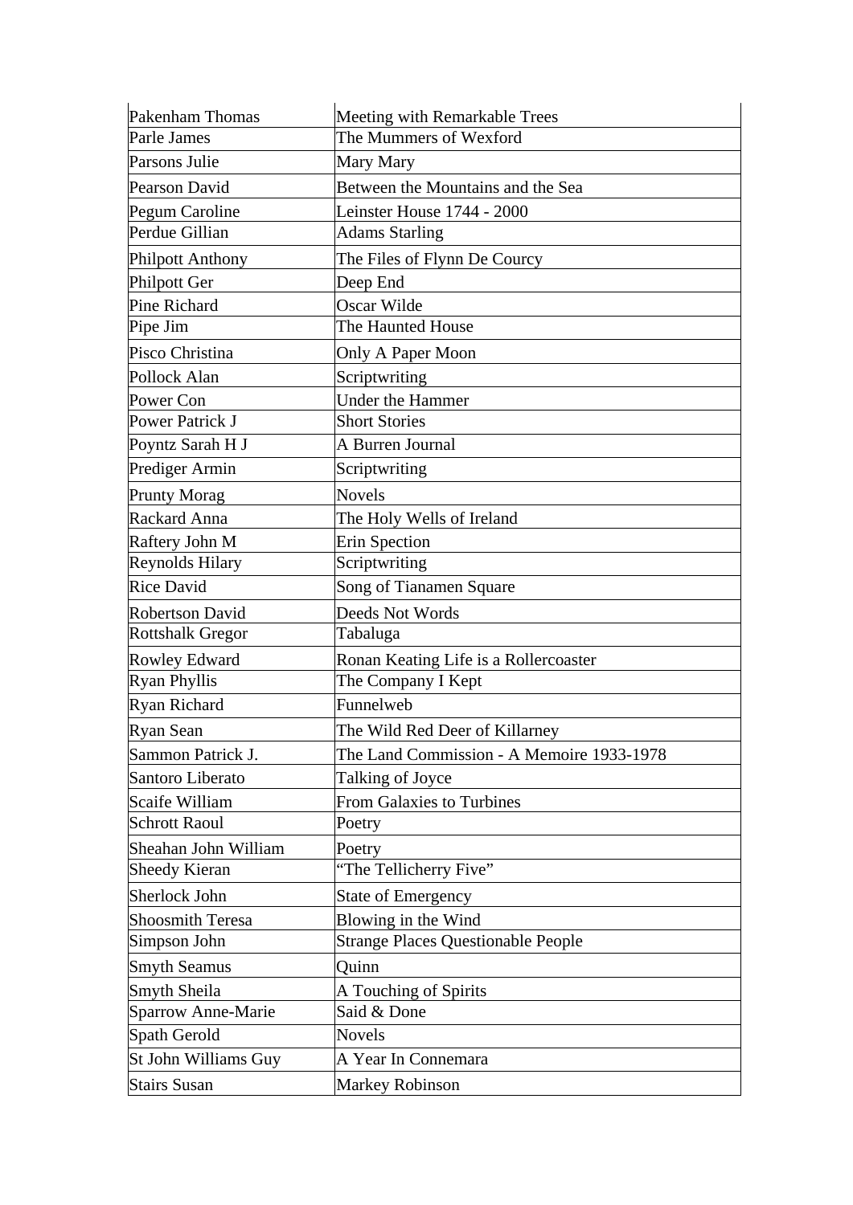| Pakenham Thomas | Meeting with Remarkable Trees |
|---|---|
| Parle James | The Mummers of Wexford |
| Parsons Julie | Mary Mary |
| Pearson David | Between the Mountains and the Sea |
| Pegum Caroline | Leinster House 1744 - 2000 |
| Perdue Gillian | Adams Starling |
| Philpott Anthony | The Files of Flynn De Courcy |
| Philpott Ger | Deep End |
| Pine Richard | Oscar Wilde |
| Pipe Jim | The Haunted House |
| Pisco Christina | Only A Paper Moon |
| Pollock Alan | Scriptwriting |
| Power Con | Under the Hammer |
| Power Patrick J | Short Stories |
| Poyntz Sarah H J | A Burren Journal |
| Prediger Armin | Scriptwriting |
| Prunty Morag | Novels |
| Rackard Anna | The Holy Wells of Ireland |
| Raftery John M | Erin Spection |
| Reynolds Hilary | Scriptwriting |
| Rice David | Song of Tianamen Square |
| Robertson David | Deeds Not Words |
| Rottshalk Gregor | Tabaluga |
| Rowley Edward | Ronan Keating Life is a Rollercoaster |
| Ryan Phyllis | The Company I Kept |
| Ryan Richard | Funnelweb |
| Ryan Sean | The Wild Red Deer of Killarney |
| Sammon Patrick J. | The Land Commission - A Memoire 1933-1978 |
| Santoro Liberato | Talking of Joyce |
| Scaife William | From Galaxies to Turbines |
| Schrott Raoul | Poetry |
| Sheahan John William | Poetry |
| Sheedy Kieran | "The Tellicherry Five" |
| Sherlock John | State of Emergency |
| Shoosmith Teresa | Blowing in the Wind |
| Simpson John | Strange Places Questionable People |
| Smyth Seamus | Quinn |
| Smyth Sheila | A Touching of Spirits |
| Sparrow Anne-Marie | Said & Done |
| Spath Gerold | Novels |
| St John Williams Guy | A Year In Connemara |
| Stairs Susan | Markey Robinson |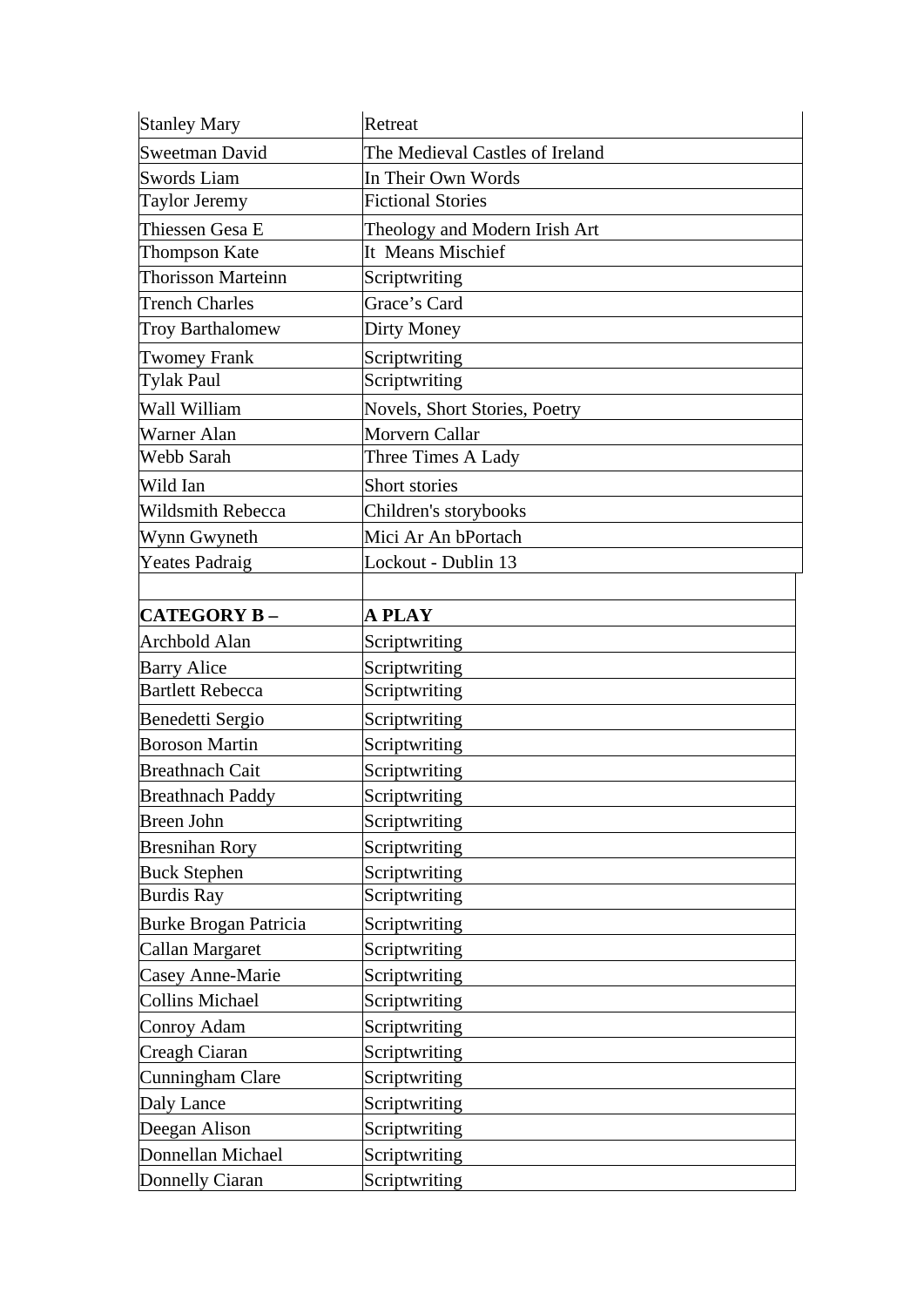| Stanley Mary | Retreat |
|---|---|
| Sweetman David | The Medieval Castles of Ireland |
| Swords Liam | In Their Own Words |
| Taylor Jeremy | Fictional Stories |
| Thiessen Gesa E | Theology and Modern Irish Art |
| Thompson Kate | It Means Mischief |
| Thorisson Marteinn | Scriptwriting |
| Trench Charles | Grace’s Card |
| Troy Barthalomew | Dirty Money |
| Twomey Frank | Scriptwriting |
| Tylak Paul | Scriptwriting |
| Wall William | Novels, Short Stories, Poetry |
| Warner Alan | Morvern Callar |
| Webb Sarah | Three Times A Lady |
| Wild Ian | Short stories |
| Wildsmith Rebecca | Children's storybooks |
| Wynn Gwyneth | Mici Ar An bPortach |
| Yeates Padraig | Lockout - Dublin 13 |
| | |
| **CATEGORY B –** | **A PLAY** |
| Archbold Alan | Scriptwriting |
| Barry Alice | Scriptwriting |
| Bartlett Rebecca | Scriptwriting |
| Benedetti Sergio | Scriptwriting |
| Boroson Martin | Scriptwriting |
| Breathnach Cait | Scriptwriting |
| Breathnach Paddy | Scriptwriting |
| Breen John | Scriptwriting |
| Bresnihan Rory | Scriptwriting |
| Buck Stephen | Scriptwriting |
| Burdis Ray | Scriptwriting |
| Burke Brogan Patricia | Scriptwriting |
| Callan Margaret | Scriptwriting |
| Casey Anne-Marie | Scriptwriting |
| Collins Michael | Scriptwriting |
| Conroy Adam | Scriptwriting |
| Creagh Ciaran | Scriptwriting |
| Cunningham Clare | Scriptwriting |
| Daly Lance | Scriptwriting |
| Deegan Alison | Scriptwriting |
| Donnellan Michael | Scriptwriting |
| Donnelly Ciaran | Scriptwriting |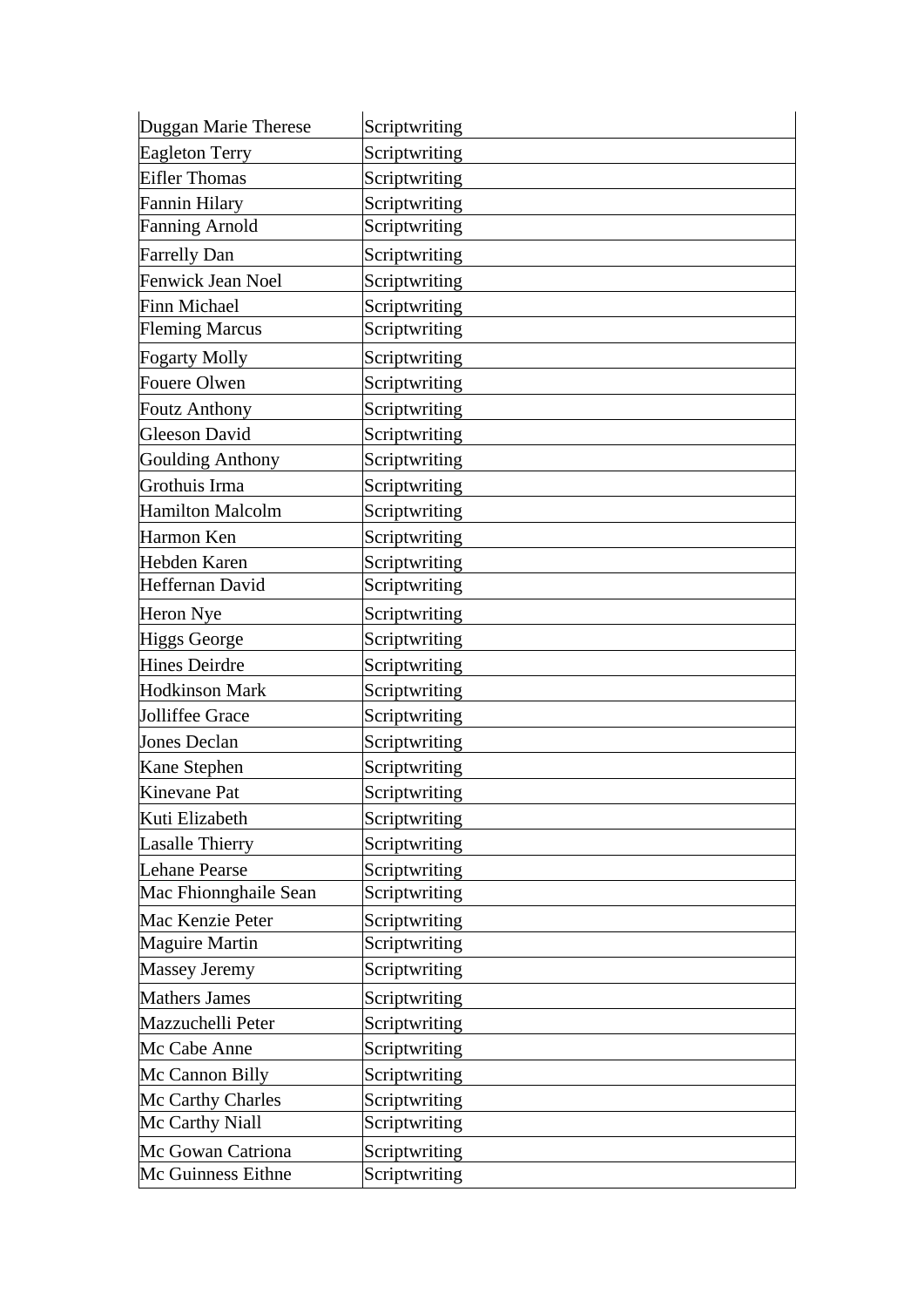| | |
|---|---|
| Duggan Marie Therese | Scriptwriting |
| Eagleton Terry | Scriptwriting |
| Eifler Thomas | Scriptwriting |
| Fannin Hilary | Scriptwriting |
| Fanning Arnold | Scriptwriting |
| Farrelly Dan | Scriptwriting |
| Fenwick Jean Noel | Scriptwriting |
| Finn Michael | Scriptwriting |
| Fleming Marcus | Scriptwriting |
| Fogarty Molly | Scriptwriting |
| Fouere Olwen | Scriptwriting |
| Foutz Anthony | Scriptwriting |
| Gleeson David | Scriptwriting |
| Goulding Anthony | Scriptwriting |
| Grothuis Irma | Scriptwriting |
| Hamilton Malcolm | Scriptwriting |
| Harmon Ken | Scriptwriting |
| Hebden Karen | Scriptwriting |
| Heffernan David | Scriptwriting |
| Heron Nye | Scriptwriting |
| Higgs George | Scriptwriting |
| Hines Deirdre | Scriptwriting |
| Hodkinson Mark | Scriptwriting |
| Jolliffee Grace | Scriptwriting |
| Jones Declan | Scriptwriting |
| Kane Stephen | Scriptwriting |
| Kinevane Pat | Scriptwriting |
| Kuti Elizabeth | Scriptwriting |
| Lasalle Thierry | Scriptwriting |
| Lehane Pearse | Scriptwriting |
| Mac Fhionnghaile Sean | Scriptwriting |
| Mac Kenzie Peter | Scriptwriting |
| Maguire Martin | Scriptwriting |
| Massey Jeremy | Scriptwriting |
| Mathers James | Scriptwriting |
| Mazzuchelli Peter | Scriptwriting |
| Mc Cabe Anne | Scriptwriting |
| Mc Cannon Billy | Scriptwriting |
| Mc Carthy Charles | Scriptwriting |
| Mc Carthy Niall | Scriptwriting |
| Mc Gowan Catriona | Scriptwriting |
| Mc Guinness Eithne | Scriptwriting |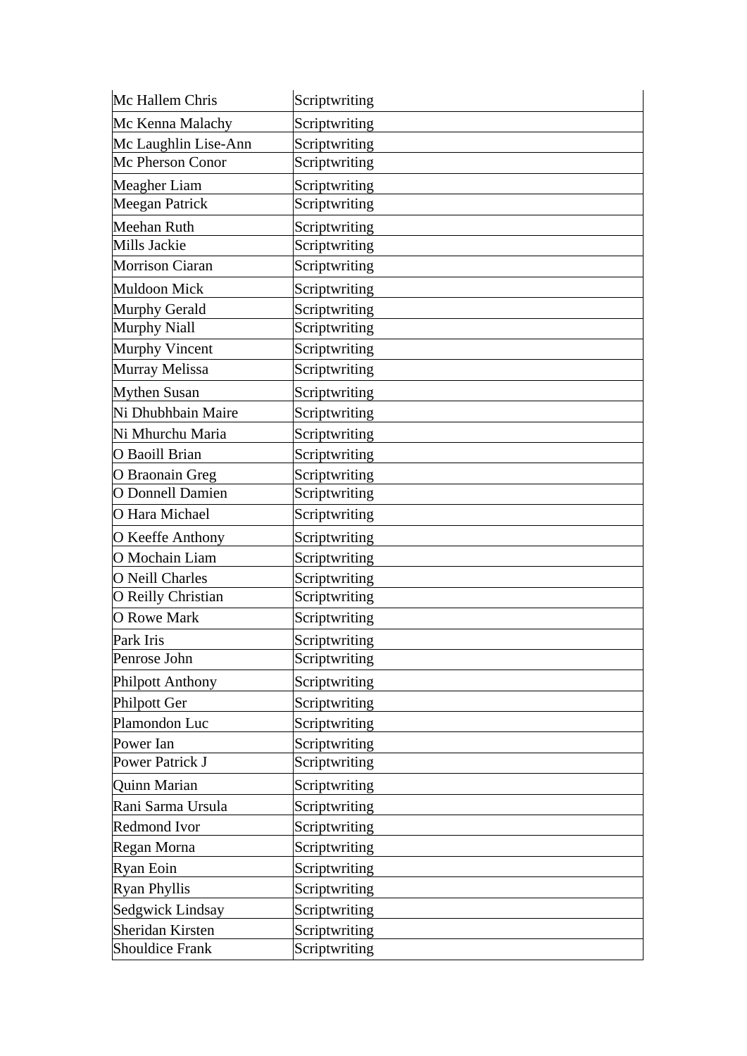| | |
|---|---|
| Mc Hallem Chris | Scriptwriting |
| Mc Kenna Malachy | Scriptwriting |
| Mc Laughlin Lise-Ann | Scriptwriting |
| Mc Pherson Conor | Scriptwriting |
| Meagher Liam | Scriptwriting |
| Meegan Patrick | Scriptwriting |
| Meehan Ruth | Scriptwriting |
| Mills Jackie | Scriptwriting |
| Morrison Ciaran | Scriptwriting |
| Muldoon Mick | Scriptwriting |
| Murphy Gerald | Scriptwriting |
| Murphy Niall | Scriptwriting |
| Murphy Vincent | Scriptwriting |
| Murray Melissa | Scriptwriting |
| Mythen Susan | Scriptwriting |
| Ni Dhubhbain Maire | Scriptwriting |
| Ni Mhurchu Maria | Scriptwriting |
| O Baoill Brian | Scriptwriting |
| O Braonain Greg | Scriptwriting |
| O Donnell Damien | Scriptwriting |
| O Hara Michael | Scriptwriting |
| O Keeffe Anthony | Scriptwriting |
| O Mochain Liam | Scriptwriting |
| O Neill Charles | Scriptwriting |
| O Reilly Christian | Scriptwriting |
| O Rowe Mark | Scriptwriting |
| Park Iris | Scriptwriting |
| Penrose John | Scriptwriting |
| Philpott Anthony | Scriptwriting |
| Philpott Ger | Scriptwriting |
| Plamondon Luc | Scriptwriting |
| Power Ian | Scriptwriting |
| Power Patrick J | Scriptwriting |
| Quinn Marian | Scriptwriting |
| Rani Sarma Ursula | Scriptwriting |
| Redmond Ivor | Scriptwriting |
| Regan Morna | Scriptwriting |
| Ryan Eoin | Scriptwriting |
| Ryan Phyllis | Scriptwriting |
| Sedgwick Lindsay | Scriptwriting |
| Sheridan Kirsten | Scriptwriting |
| Shouldice Frank | Scriptwriting |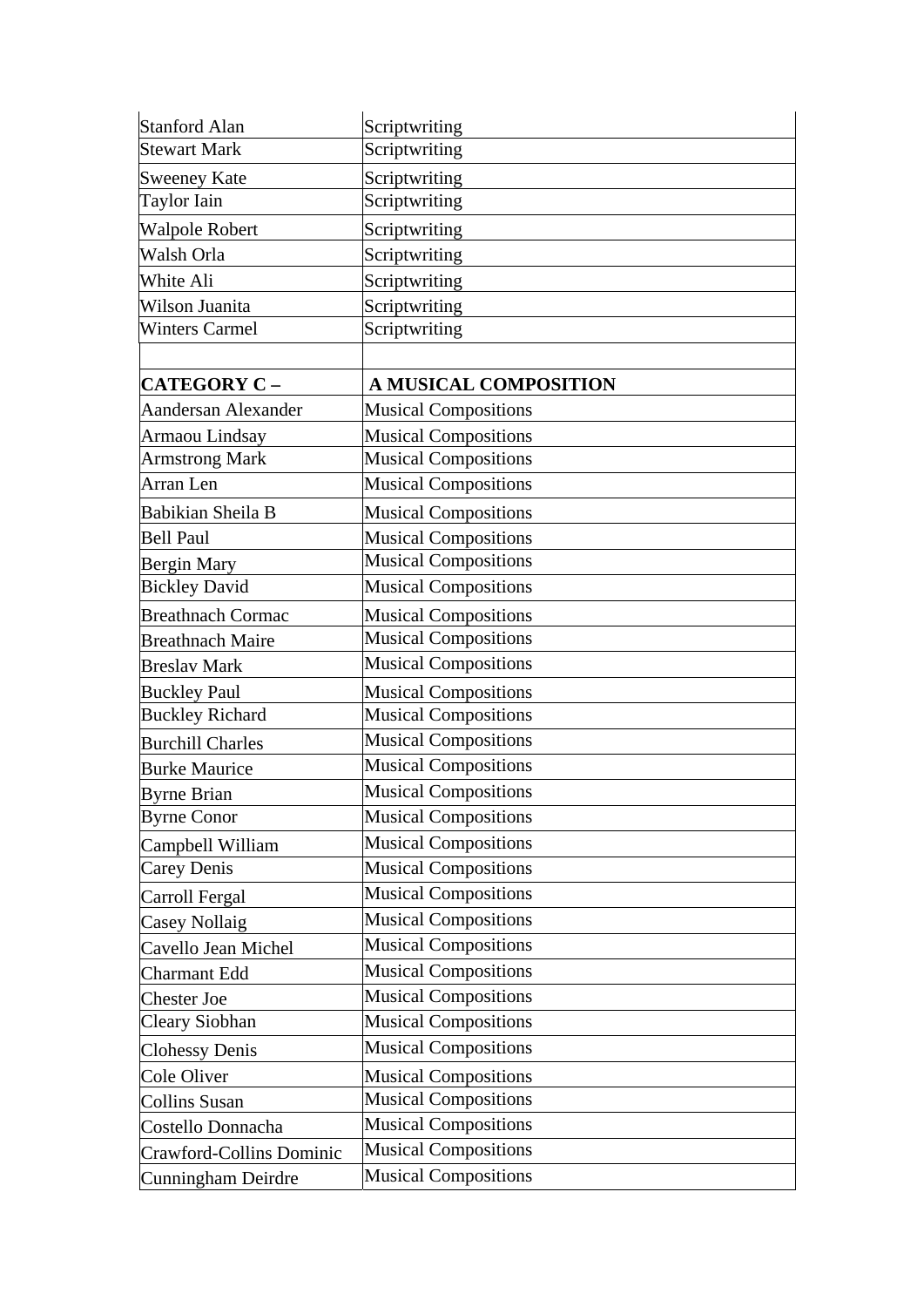| | |
|---|---|
| Stanford Alan | Scriptwriting |
| Stewart Mark | Scriptwriting |
| Sweeney Kate | Scriptwriting |
| Taylor Iain | Scriptwriting |
| Walpole Robert | Scriptwriting |
| Walsh Orla | Scriptwriting |
| White Ali | Scriptwriting |
| Wilson Juanita | Scriptwriting |
| Winters Carmel | Scriptwriting |
| | |
| **CATEGORY C –** | **A MUSICAL COMPOSITION** |
| Aandersan Alexander | Musical Compositions |
| Armaou Lindsay | Musical Compositions |
| Armstrong Mark | Musical Compositions |
| Arran Len | Musical Compositions |
| Babikian Sheila B | Musical Compositions |
| Bell Paul | Musical Compositions |
| Bergin Mary | Musical Compositions |
| Bickley David | Musical Compositions |
| Breathnach Cormac | Musical Compositions |
| Breathnach Maire | Musical Compositions |
| Breslav Mark | Musical Compositions |
| Buckley Paul | Musical Compositions |
| Buckley Richard | Musical Compositions |
| Burchill Charles | Musical Compositions |
| Burke Maurice | Musical Compositions |
| Byrne Brian | Musical Compositions |
| Byrne Conor | Musical Compositions |
| Campbell William | Musical Compositions |
| Carey Denis | Musical Compositions |
| Carroll Fergal | Musical Compositions |
| Casey Nollaig | Musical Compositions |
| Cavello Jean Michel | Musical Compositions |
| Charmant Edd | Musical Compositions |
| Chester Joe | Musical Compositions |
| Cleary Siobhan | Musical Compositions |
| Clohessy Denis | Musical Compositions |
| Cole Oliver | Musical Compositions |
| Collins Susan | Musical Compositions |
| Costello Donnacha | Musical Compositions |
| Crawford-Collins Dominic | Musical Compositions |
| Cunningham Deirdre | Musical Compositions |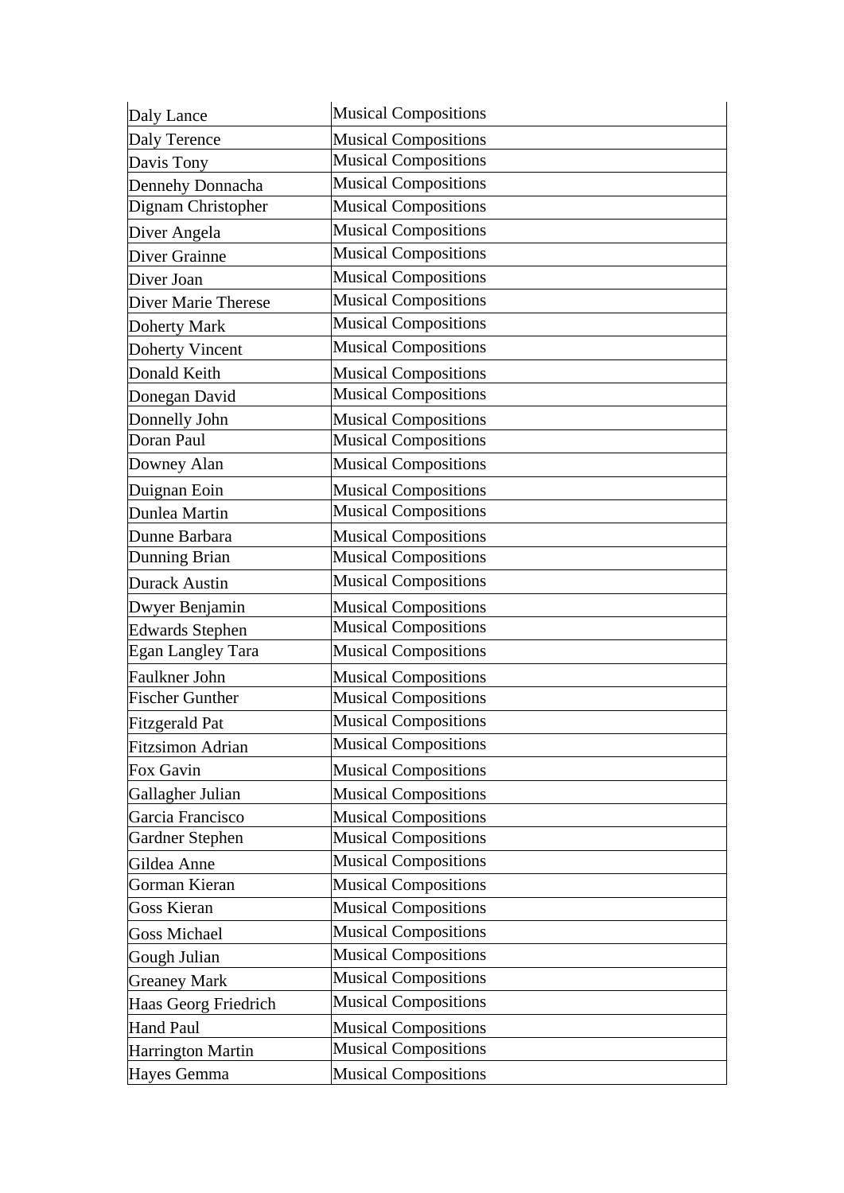| Daly Lance | Musical Compositions |
|---|---|
| Daly Terence | Musical Compositions |
| Davis Tony | Musical Compositions |
| Dennehy Donnacha | Musical Compositions |
| Dignam Christopher | Musical Compositions |
| Diver Angela | Musical Compositions |
| Diver Grainne | Musical Compositions |
| Diver Joan | Musical Compositions |
| Diver Marie Therese | Musical Compositions |
| Doherty Mark | Musical Compositions |
| Doherty Vincent | Musical Compositions |
| Donald Keith | Musical Compositions |
| Donegan David | Musical Compositions |
| Donnelly John | Musical Compositions |
| Doran Paul | Musical Compositions |
| Downey Alan | Musical Compositions |
| Duignan Eoin | Musical Compositions |
| Dunlea Martin | Musical Compositions |
| Dunne Barbara | Musical Compositions |
| Dunning Brian | Musical Compositions |
| Durack Austin | Musical Compositions |
| Dwyer Benjamin | Musical Compositions |
| Edwards Stephen | Musical Compositions |
| Egan Langley Tara | Musical Compositions |
| Faulkner John | Musical Compositions |
| Fischer Gunther | Musical Compositions |
| Fitzgerald Pat | Musical Compositions |
| Fitzsimon Adrian | Musical Compositions |
| Fox Gavin | Musical Compositions |
| Gallagher Julian | Musical Compositions |
| Garcia Francisco | Musical Compositions |
| Gardner Stephen | Musical Compositions |
| Gildea Anne | Musical Compositions |
| Gorman Kieran | Musical Compositions |
| Goss Kieran | Musical Compositions |
| Goss Michael | Musical Compositions |
| Gough Julian | Musical Compositions |
| Greaney Mark | Musical Compositions |
| Haas Georg Friedrich | Musical Compositions |
| Hand Paul | Musical Compositions |
| Harrington Martin | Musical Compositions |
| Hayes Gemma | Musical Compositions |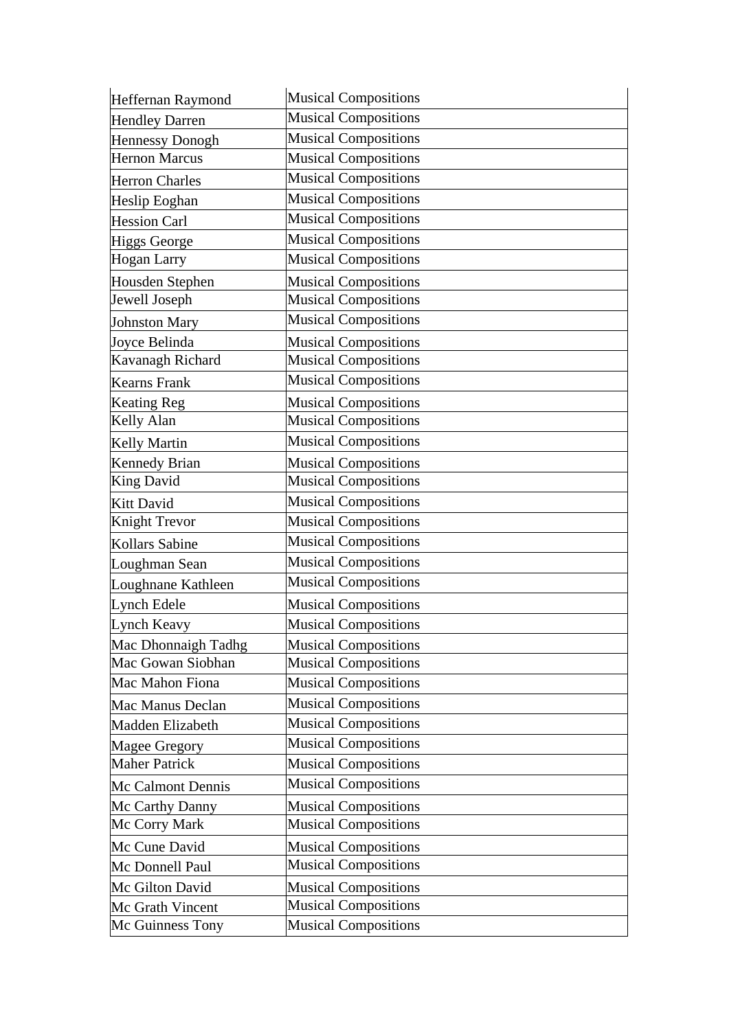| Heffernan Raymond | Musical Compositions |
|---|---|
| Hendley Darren | Musical Compositions |
| Hennessy Donogh | Musical Compositions |
| Hernon Marcus | Musical Compositions |
| Herron Charles | Musical Compositions |
| Heslip Eoghan | Musical Compositions |
| Hession Carl | Musical Compositions |
| Higgs George | Musical Compositions |
| Hogan Larry | Musical Compositions |
| Housden Stephen | Musical Compositions |
| Jewell Joseph | Musical Compositions |
| Johnston Mary | Musical Compositions |
| Joyce Belinda | Musical Compositions |
| Kavanagh Richard | Musical Compositions |
| Kearns Frank | Musical Compositions |
| Keating Reg | Musical Compositions |
| Kelly Alan | Musical Compositions |
| Kelly Martin | Musical Compositions |
| Kennedy Brian | Musical Compositions |
| King David | Musical Compositions |
| Kitt David | Musical Compositions |
| Knight Trevor | Musical Compositions |
| Kollars Sabine | Musical Compositions |
| Loughman Sean | Musical Compositions |
| Loughnane Kathleen | Musical Compositions |
| Lynch Edele | Musical Compositions |
| Lynch Keavy | Musical Compositions |
| Mac Dhonnaigh Tadhg | Musical Compositions |
| Mac Gowan Siobhan | Musical Compositions |
| Mac Mahon Fiona | Musical Compositions |
| Mac Manus Declan | Musical Compositions |
| Madden Elizabeth | Musical Compositions |
| Magee Gregory | Musical Compositions |
| Maher Patrick | Musical Compositions |
| Mc Calmont Dennis | Musical Compositions |
| Mc Carthy Danny | Musical Compositions |
| Mc Corry Mark | Musical Compositions |
| Mc Cune David | Musical Compositions |
| Mc Donnell Paul | Musical Compositions |
| Mc Gilton David | Musical Compositions |
| Mc Grath Vincent | Musical Compositions |
| Mc Guinness Tony | Musical Compositions |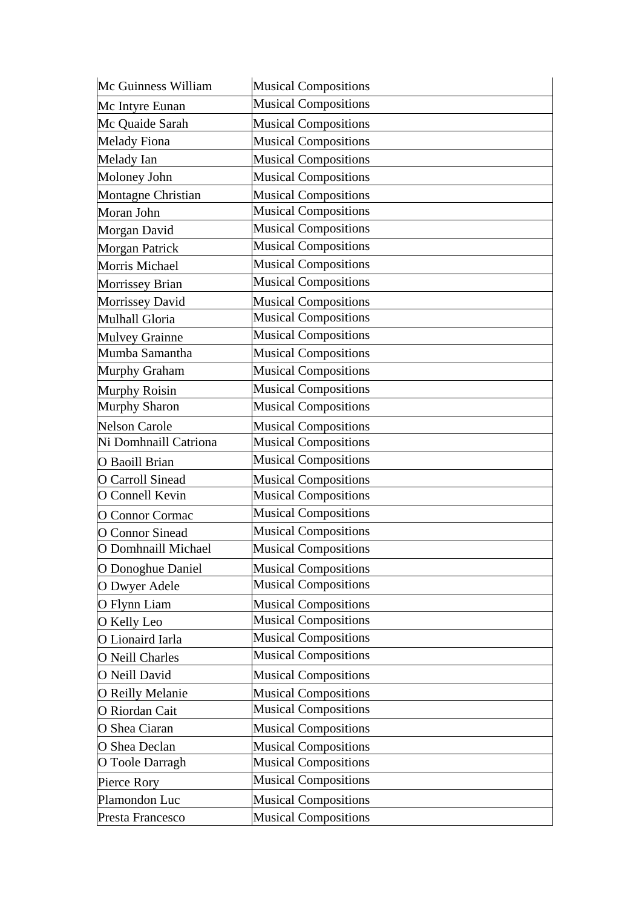| Mc Guinness William | Musical Compositions |
|---|---|
| Mc Intyre Eunan | Musical Compositions |
| Mc Quaide Sarah | Musical Compositions |
| Melady Fiona | Musical Compositions |
| Melady Ian | Musical Compositions |
| Moloney John | Musical Compositions |
| Montagne Christian | Musical Compositions |
| Moran John | Musical Compositions |
| Morgan David | Musical Compositions |
| Morgan Patrick | Musical Compositions |
| Morris Michael | Musical Compositions |
| Morrissey Brian | Musical Compositions |
| Morrissey David | Musical Compositions |
| Mulhall Gloria | Musical Compositions |
| Mulvey Grainne | Musical Compositions |
| Mumba Samantha | Musical Compositions |
| Murphy Graham | Musical Compositions |
| Murphy Roisin | Musical Compositions |
| Murphy Sharon | Musical Compositions |
| Nelson Carole | Musical Compositions |
| Ni Domhnaill Catriona | Musical Compositions |
| O Baoill Brian | Musical Compositions |
| O Carroll Sinead | Musical Compositions |
| O Connell Kevin | Musical Compositions |
| O Connor Cormac | Musical Compositions |
| O Connor Sinead | Musical Compositions |
| O Domhnaill Michael | Musical Compositions |
| O Donoghue Daniel | Musical Compositions |
| O Dwyer Adele | Musical Compositions |
| O Flynn Liam | Musical Compositions |
| O Kelly Leo | Musical Compositions |
| O Lionaird Iarla | Musical Compositions |
| O Neill Charles | Musical Compositions |
| O Neill David | Musical Compositions |
| O Reilly Melanie | Musical Compositions |
| O Riordan Cait | Musical Compositions |
| O Shea Ciaran | Musical Compositions |
| O Shea Declan | Musical Compositions |
| O Toole Darragh | Musical Compositions |
| Pierce Rory | Musical Compositions |
| Plamondon Luc | Musical Compositions |
| Presta Francesco | Musical Compositions |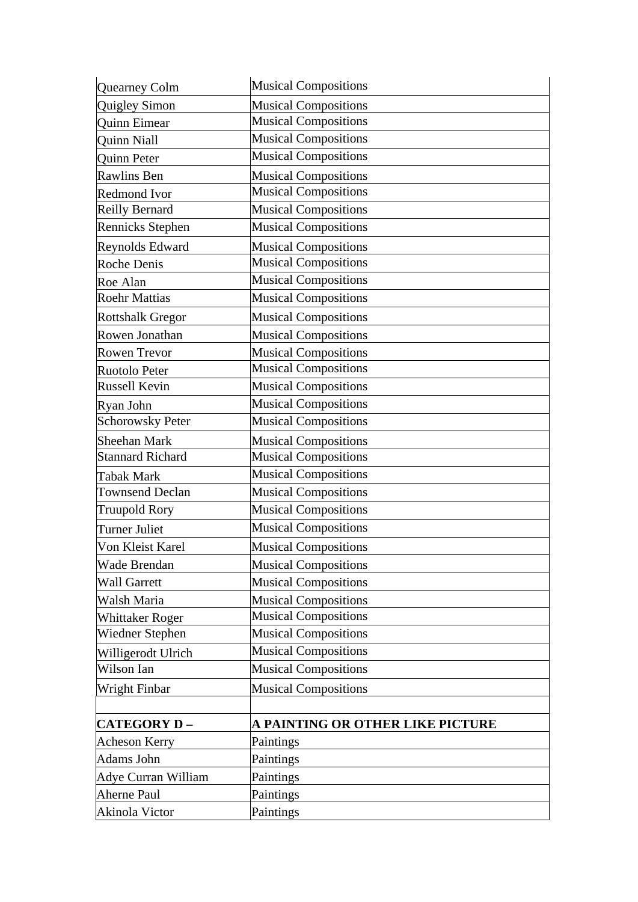| | |
|---|---|
| Quearney Colm | Musical Compositions |
| Quigley Simon | Musical Compositions |
| Quinn Eimear | Musical Compositions |
| Quinn Niall | Musical Compositions |
| Quinn Peter | Musical Compositions |
| Rawlins Ben | Musical Compositions |
| Redmond Ivor | Musical Compositions |
| Reilly Bernard | Musical Compositions |
| Rennicks Stephen | Musical Compositions |
| Reynolds Edward | Musical Compositions |
| Roche Denis | Musical Compositions |
| Roe Alan | Musical Compositions |
| Roehr Mattias | Musical Compositions |
| Rottshalk Gregor | Musical Compositions |
| Rowen Jonathan | Musical Compositions |
| Rowen Trevor | Musical Compositions |
| Ruotolo Peter | Musical Compositions |
| Russell Kevin | Musical Compositions |
| Ryan John | Musical Compositions |
| Schorowsky Peter | Musical Compositions |
| Sheehan Mark | Musical Compositions |
| Stannard Richard | Musical Compositions |
| Tabak Mark | Musical Compositions |
| Townsend Declan | Musical Compositions |
| Truupold Rory | Musical Compositions |
| Turner Juliet | Musical Compositions |
| Von Kleist Karel | Musical Compositions |
| Wade Brendan | Musical Compositions |
| Wall Garrett | Musical Compositions |
| Walsh Maria | Musical Compositions |
| Whittaker Roger | Musical Compositions |
| Wiedner Stephen | Musical Compositions |
| Willigerodt Ulrich | Musical Compositions |
| Wilson Ian | Musical Compositions |
| Wright Finbar | Musical Compositions |
| | |
| **CATEGORY D –** | **A PAINTING OR OTHER LIKE PICTURE** |
| Acheson Kerry | Paintings |
| Adams John | Paintings |
| Adye Curran William | Paintings |
| Aherne Paul | Paintings |
| Akinola Victor | Paintings |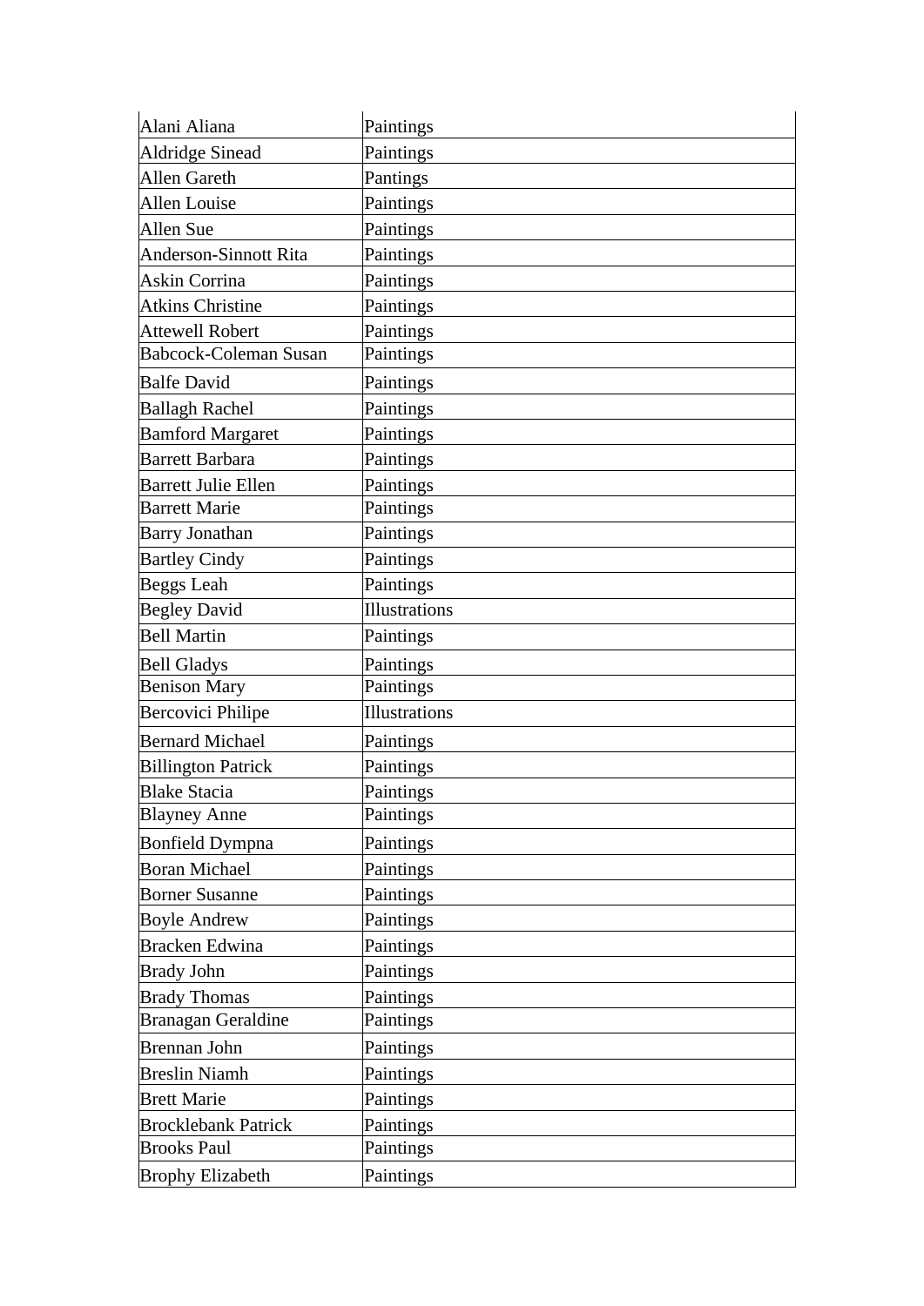| Alani Aliana | Paintings |
|---|---|
| Aldridge Sinead | Paintings |
| Allen Gareth | Pantings |
| Allen Louise | Paintings |
| Allen Sue | Paintings |
| Anderson-Sinnott Rita | Paintings |
| Askin Corrina | Paintings |
| Atkins Christine | Paintings |
| Attewell Robert | Paintings |
| Babcock-Coleman Susan | Paintings |
| Balfe David | Paintings |
| Ballagh Rachel | Paintings |
| Bamford Margaret | Paintings |
| Barrett Barbara | Paintings |
| Barrett Julie Ellen | Paintings |
| Barrett Marie | Paintings |
| Barry Jonathan | Paintings |
| Bartley Cindy | Paintings |
| Beggs Leah | Paintings |
| Begley David | Illustrations |
| Bell Martin | Paintings |
| Bell Gladys | Paintings |
| Benison Mary | Paintings |
| Bercovici Philipe | Illustrations |
| Bernard Michael | Paintings |
| Billington Patrick | Paintings |
| Blake Stacia | Paintings |
| Blayney Anne | Paintings |
| Bonfield Dympna | Paintings |
| Boran Michael | Paintings |
| Borner Susanne | Paintings |
| Boyle Andrew | Paintings |
| Bracken Edwina | Paintings |
| Brady John | Paintings |
| Brady Thomas | Paintings |
| Branagan Geraldine | Paintings |
| Brennan John | Paintings |
| Breslin Niamh | Paintings |
| Brett Marie | Paintings |
| Brocklebank Patrick | Paintings |
| Brooks Paul | Paintings |
| Brophy Elizabeth | Paintings |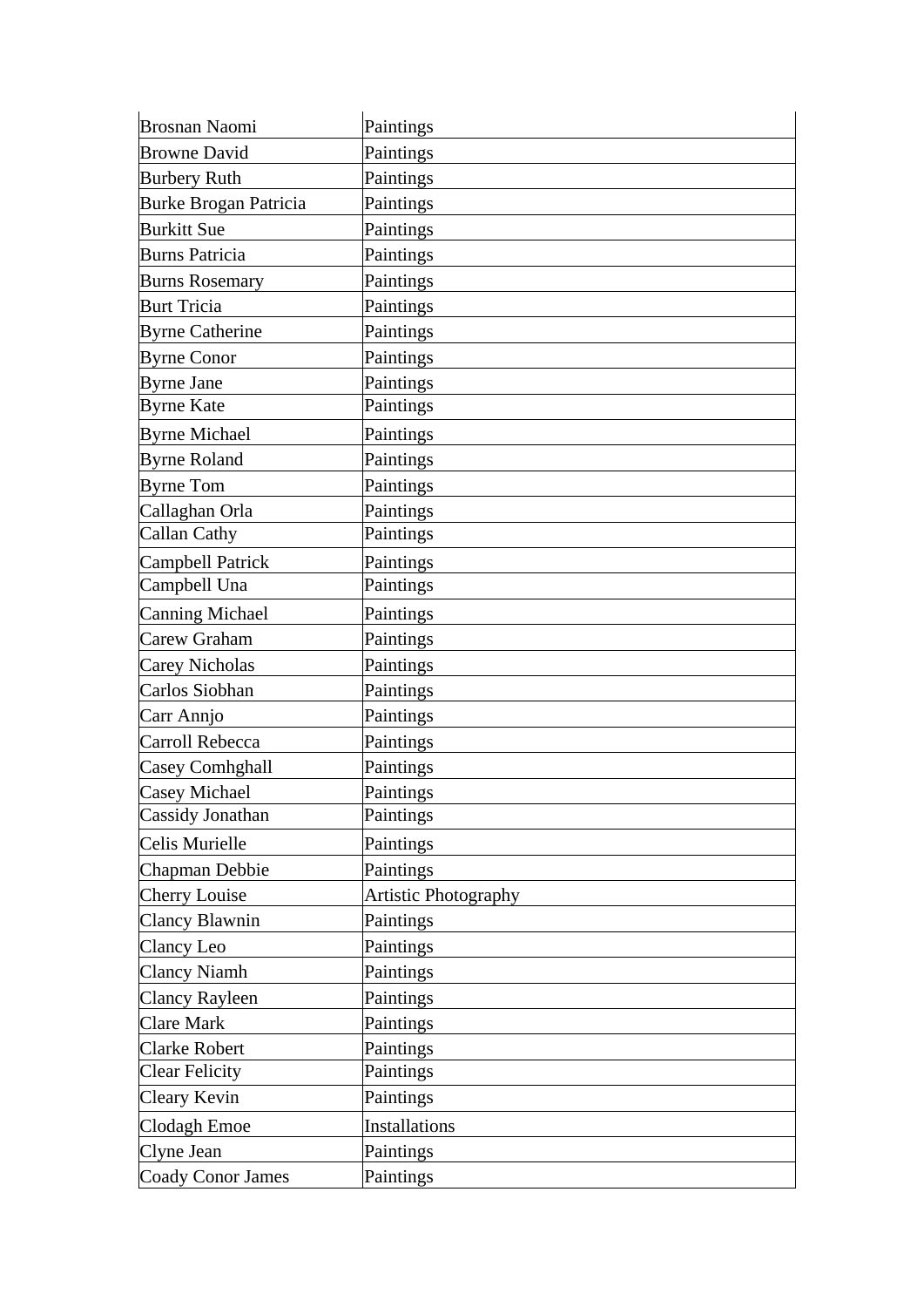| Brosnan Naomi | Paintings |
|---|---|
| Browne David | Paintings |
| Burbery Ruth | Paintings |
| Burke Brogan Patricia | Paintings |
| Burkitt Sue | Paintings |
| Burns Patricia | Paintings |
| Burns Rosemary | Paintings |
| Burt Tricia | Paintings |
| Byrne Catherine | Paintings |
| Byrne Conor | Paintings |
| Byrne Jane | Paintings |
| Byrne Kate | Paintings |
| Byrne Michael | Paintings |
| Byrne Roland | Paintings |
| Byrne Tom | Paintings |
| Callaghan Orla | Paintings |
| Callan Cathy | Paintings |
| Campbell Patrick | Paintings |
| Campbell Una | Paintings |
| Canning Michael | Paintings |
| Carew Graham | Paintings |
| Carey Nicholas | Paintings |
| Carlos Siobhan | Paintings |
| Carr Annjo | Paintings |
| Carroll Rebecca | Paintings |
| Casey Comhghall | Paintings |
| Casey Michael | Paintings |
| Cassidy Jonathan | Paintings |
| Celis Murielle | Paintings |
| Chapman Debbie | Paintings |
| Cherry Louise | Artistic Photography |
| Clancy Blawnin | Paintings |
| Clancy Leo | Paintings |
| Clancy Niamh | Paintings |
| Clancy Rayleen | Paintings |
| Clare Mark | Paintings |
| Clarke Robert | Paintings |
| Clear Felicity | Paintings |
| Cleary Kevin | Paintings |
| Clodagh Emoe | Installations |
| Clyne Jean | Paintings |
| Coady Conor James | Paintings |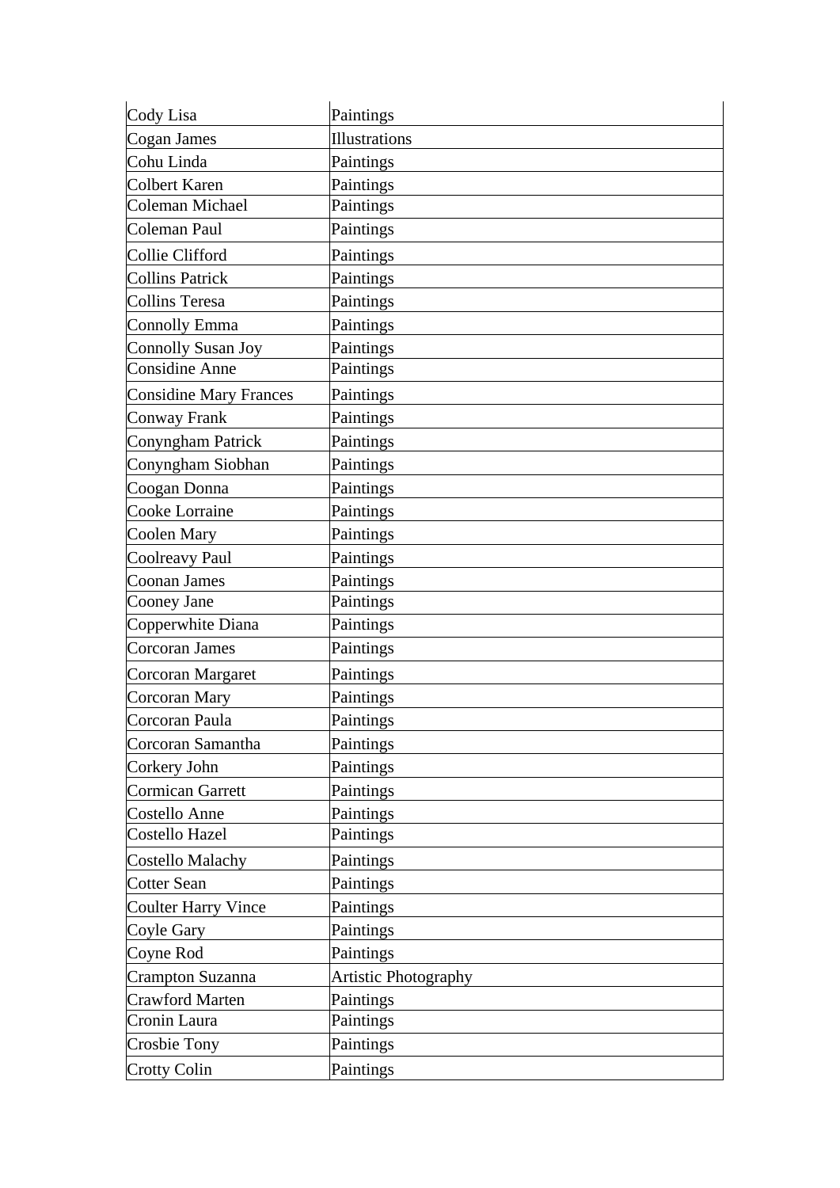| Cody Lisa | Paintings |
|---|---|
| Cogan James | Illustrations |
| Cohu Linda | Paintings |
| Colbert Karen | Paintings |
| Coleman Michael | Paintings |
| Coleman Paul | Paintings |
| Collie Clifford | Paintings |
| Collins Patrick | Paintings |
| Collins Teresa | Paintings |
| Connolly Emma | Paintings |
| Connolly Susan Joy | Paintings |
| Considine Anne | Paintings |
| Considine Mary Frances | Paintings |
| Conway Frank | Paintings |
| Conyngham Patrick | Paintings |
| Conyngham Siobhan | Paintings |
| Coogan Donna | Paintings |
| Cooke Lorraine | Paintings |
| Coolen Mary | Paintings |
| Coolreavy Paul | Paintings |
| Coonan James | Paintings |
| Cooney Jane | Paintings |
| Copperwhite Diana | Paintings |
| Corcoran James | Paintings |
| Corcoran Margaret | Paintings |
| Corcoran Mary | Paintings |
| Corcoran Paula | Paintings |
| Corcoran Samantha | Paintings |
| Corkery John | Paintings |
| Cormican Garrett | Paintings |
| Costello Anne | Paintings |
| Costello Hazel | Paintings |
| Costello Malachy | Paintings |
| Cotter Sean | Paintings |
| Coulter Harry Vince | Paintings |
| Coyle Gary | Paintings |
| Coyne Rod | Paintings |
| Crampton Suzanna | Artistic Photography |
| Crawford Marten | Paintings |
| Cronin Laura | Paintings |
| Crosbie Tony | Paintings |
| Crotty Colin | Paintings |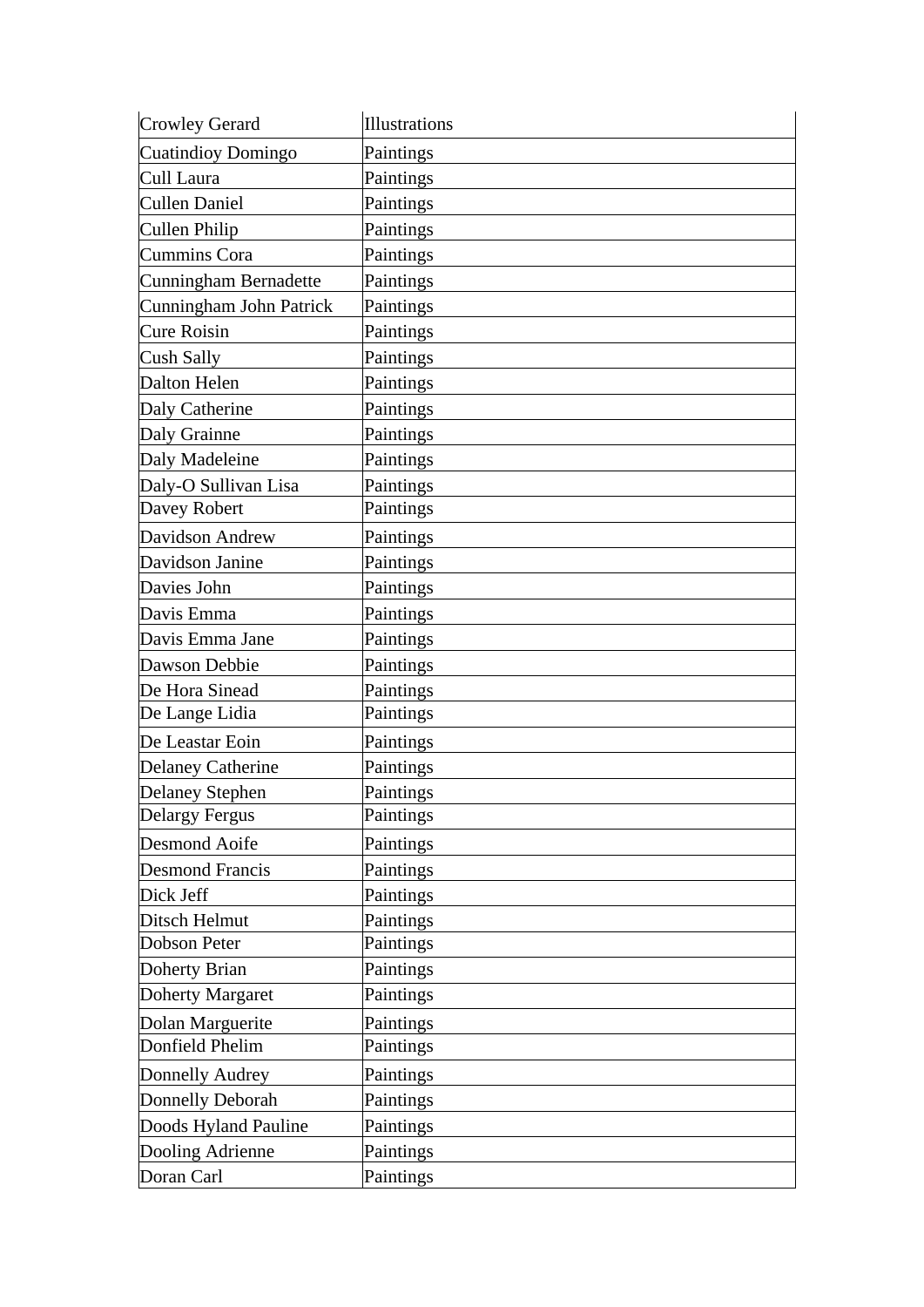| Crowley Gerard | Illustrations |
|---|---|
| Cuatindioy Domingo | Paintings |
| Cull Laura | Paintings |
| Cullen Daniel | Paintings |
| Cullen Philip | Paintings |
| Cummins Cora | Paintings |
| Cunningham Bernadette | Paintings |
| Cunningham John Patrick | Paintings |
| Cure Roisin | Paintings |
| Cush Sally | Paintings |
| Dalton Helen | Paintings |
| Daly Catherine | Paintings |
| Daly Grainne | Paintings |
| Daly Madeleine | Paintings |
| Daly-O Sullivan Lisa | Paintings |
| Davey Robert | Paintings |
| Davidson Andrew | Paintings |
| Davidson Janine | Paintings |
| Davies John | Paintings |
| Davis Emma | Paintings |
| Davis Emma Jane | Paintings |
| Dawson Debbie | Paintings |
| De Hora Sinead | Paintings |
| De Lange Lidia | Paintings |
| De Leastar Eoin | Paintings |
| Delaney Catherine | Paintings |
| Delaney Stephen | Paintings |
| Delargy Fergus | Paintings |
| Desmond Aoife | Paintings |
| Desmond Francis | Paintings |
| Dick Jeff | Paintings |
| Ditsch Helmut | Paintings |
| Dobson Peter | Paintings |
| Doherty Brian | Paintings |
| Doherty Margaret | Paintings |
| Dolan Marguerite | Paintings |
| Donfield Phelim | Paintings |
| Donnelly Audrey | Paintings |
| Donnelly Deborah | Paintings |
| Doods Hyland Pauline | Paintings |
| Dooling Adrienne | Paintings |
| Doran Carl | Paintings |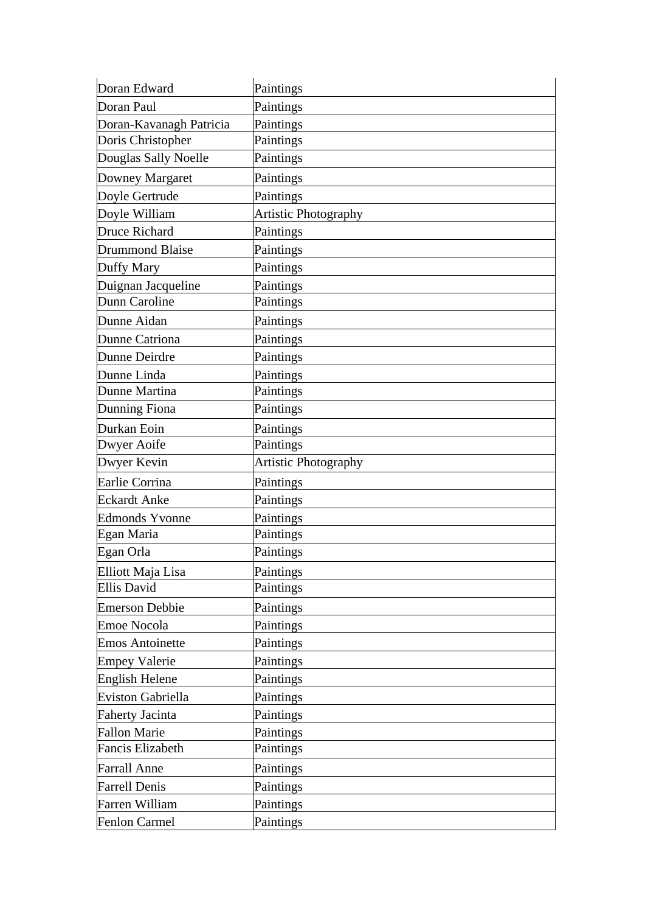| Doran Edward | Paintings |
|---|---|
| Doran Paul | Paintings |
| Doran-Kavanagh Patricia | Paintings |
| Doris Christopher | Paintings |
| Douglas Sally Noelle | Paintings |
| Downey Margaret | Paintings |
| Doyle Gertrude | Paintings |
| Doyle William | Artistic Photography |
| Druce Richard | Paintings |
| Drummond Blaise | Paintings |
| Duffy Mary | Paintings |
| Duignan Jacqueline | Paintings |
| Dunn Caroline | Paintings |
| Dunne Aidan | Paintings |
| Dunne Catriona | Paintings |
| Dunne Deirdre | Paintings |
| Dunne Linda | Paintings |
| Dunne Martina | Paintings |
| Dunning Fiona | Paintings |
| Durkan Eoin | Paintings |
| Dwyer Aoife | Paintings |
| Dwyer Kevin | Artistic Photography |
| Earlie Corrina | Paintings |
| Eckardt Anke | Paintings |
| Edmonds Yvonne | Paintings |
| Egan Maria | Paintings |
| Egan Orla | Paintings |
| Elliott Maja Lisa | Paintings |
| Ellis David | Paintings |
| Emerson Debbie | Paintings |
| Emoe Nocola | Paintings |
| Emos Antoinette | Paintings |
| Empey Valerie | Paintings |
| English Helene | Paintings |
| Eviston Gabriella | Paintings |
| Faherty Jacinta | Paintings |
| Fallon Marie | Paintings |
| Fancis Elizabeth | Paintings |
| Farrall Anne | Paintings |
| Farrell Denis | Paintings |
| Farren William | Paintings |
| Fenlon Carmel | Paintings |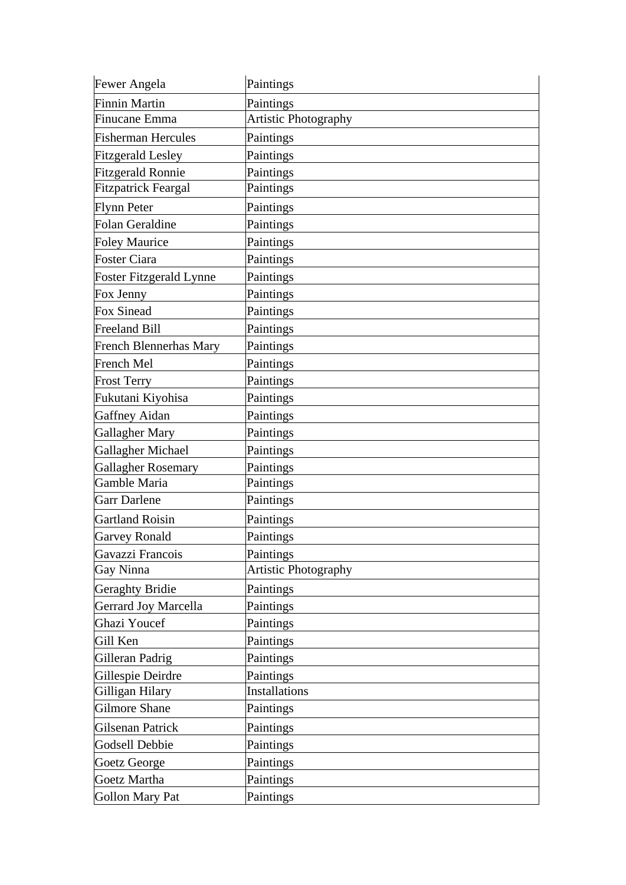| Fewer Angela | Paintings |
|---|---|
| Finnin Martin | Paintings |
| Finucane Emma | Artistic Photography |
| Fisherman Hercules | Paintings |
| Fitzgerald Lesley | Paintings |
| Fitzgerald Ronnie | Paintings |
| Fitzpatrick Feargal | Paintings |
| Flynn Peter | Paintings |
| Folan Geraldine | Paintings |
| Foley Maurice | Paintings |
| Foster Ciara | Paintings |
| Foster Fitzgerald Lynne | Paintings |
| Fox Jenny | Paintings |
| Fox Sinead | Paintings |
| Freeland Bill | Paintings |
| French Blennerhas Mary | Paintings |
| French Mel | Paintings |
| Frost Terry | Paintings |
| Fukutani Kiyohisa | Paintings |
| Gaffney Aidan | Paintings |
| Gallagher Mary | Paintings |
| Gallagher Michael | Paintings |
| Gallagher Rosemary | Paintings |
| Gamble Maria | Paintings |
| Garr Darlene | Paintings |
| Gartland Roisin | Paintings |
| Garvey Ronald | Paintings |
| Gavazzi Francois | Paintings |
| Gay Ninna | Artistic Photography |
| Geraghty Bridie | Paintings |
| Gerrard Joy Marcella | Paintings |
| Ghazi Youcef | Paintings |
| Gill Ken | Paintings |
| Gilleran Padrig | Paintings |
| Gillespie Deirdre | Paintings |
| Gilligan Hilary | Installations |
| Gilmore Shane | Paintings |
| Gilsenan Patrick | Paintings |
| Godsell Debbie | Paintings |
| Goetz George | Paintings |
| Goetz Martha | Paintings |
| Gollon Mary Pat | Paintings |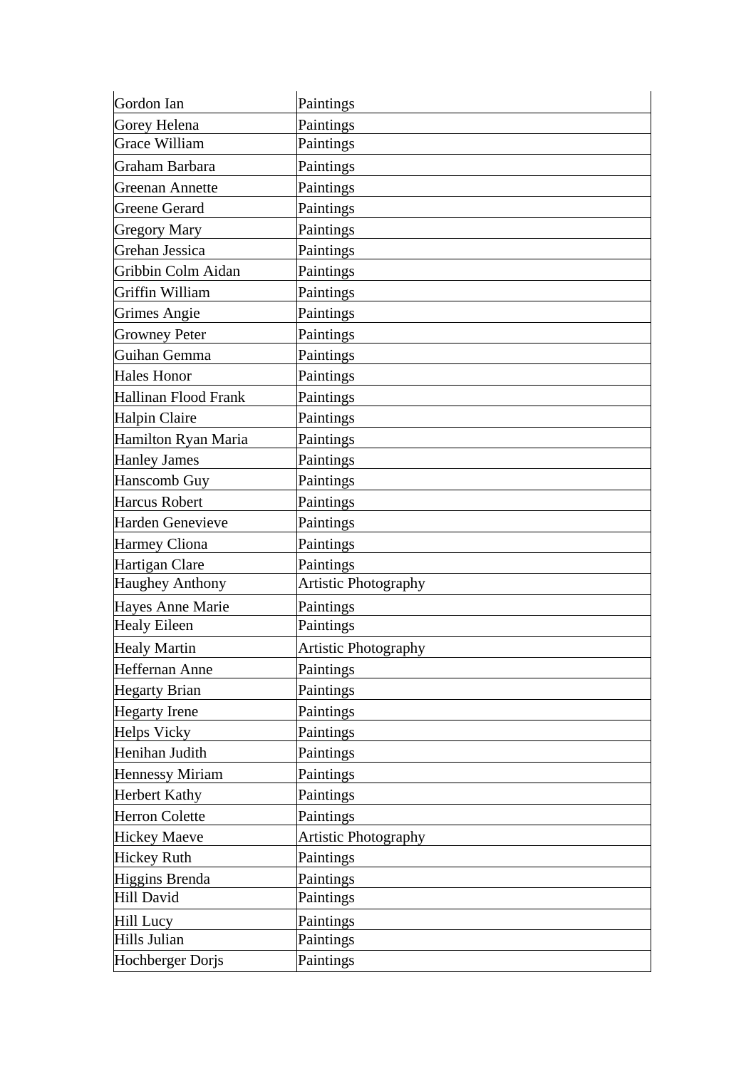| Gordon Ian | Paintings |
|---|---|
| Gorey Helena | Paintings |
| Grace William | Paintings |
| Graham Barbara | Paintings |
| Greenan Annette | Paintings |
| Greene Gerard | Paintings |
| Gregory Mary | Paintings |
| Grehan Jessica | Paintings |
| Gribbin Colm Aidan | Paintings |
| Griffin William | Paintings |
| Grimes Angie | Paintings |
| Growney Peter | Paintings |
| Guihan Gemma | Paintings |
| Hales Honor | Paintings |
| Hallinan Flood Frank | Paintings |
| Halpin Claire | Paintings |
| Hamilton Ryan Maria | Paintings |
| Hanley James | Paintings |
| Hanscomb Guy | Paintings |
| Harcus Robert | Paintings |
| Harden Genevieve | Paintings |
| Harmey Cliona | Paintings |
| Hartigan Clare | Paintings |
| Haughey Anthony | Artistic Photography |
| Hayes Anne Marie | Paintings |
| Healy Eileen | Paintings |
| Healy Martin | Artistic Photography |
| Heffernan Anne | Paintings |
| Hegarty Brian | Paintings |
| Hegarty Irene | Paintings |
| Helps Vicky | Paintings |
| Henihan Judith | Paintings |
| Hennessy Miriam | Paintings |
| Herbert Kathy | Paintings |
| Herron Colette | Paintings |
| Hickey Maeve | Artistic Photography |
| Hickey Ruth | Paintings |
| Higgins Brenda | Paintings |
| Hill David | Paintings |
| Hill Lucy | Paintings |
| Hills Julian | Paintings |
| Hochberger Dorjs | Paintings |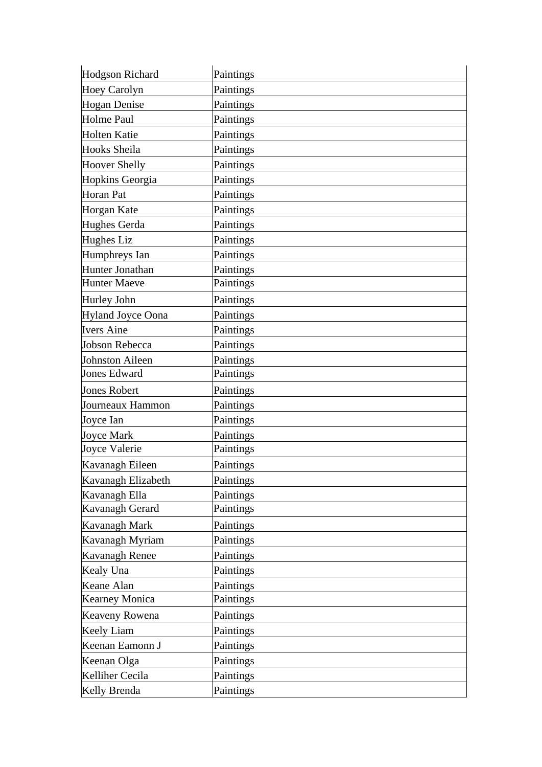| Hodgson Richard | Paintings |
|---|---|
| Hoey Carolyn | Paintings |
| Hogan Denise | Paintings |
| Holme Paul | Paintings |
| Holten Katie | Paintings |
| Hooks Sheila | Paintings |
| Hoover Shelly | Paintings |
| Hopkins Georgia | Paintings |
| Horan Pat | Paintings |
| Horgan Kate | Paintings |
| Hughes Gerda | Paintings |
| Hughes Liz | Paintings |
| Humphreys Ian | Paintings |
| Hunter Jonathan | Paintings |
| Hunter Maeve | Paintings |
| Hurley John | Paintings |
| Hyland Joyce Oona | Paintings |
| Ivers Aine | Paintings |
| Jobson Rebecca | Paintings |
| Johnston Aileen | Paintings |
| Jones Edward | Paintings |
| Jones Robert | Paintings |
| Journeaux Hammon | Paintings |
| Joyce Ian | Paintings |
| Joyce Mark | Paintings |
| Joyce Valerie | Paintings |
| Kavanagh Eileen | Paintings |
| Kavanagh Elizabeth | Paintings |
| Kavanagh Ella | Paintings |
| Kavanagh Gerard | Paintings |
| Kavanagh Mark | Paintings |
| Kavanagh Myriam | Paintings |
| Kavanagh Renee | Paintings |
| Kealy Una | Paintings |
| Keane Alan | Paintings |
| Kearney Monica | Paintings |
| Keaveny Rowena | Paintings |
| Keely Liam | Paintings |
| Keenan Eamonn J | Paintings |
| Keenan Olga | Paintings |
| Kelliher Cecila | Paintings |
| Kelly Brenda | Paintings |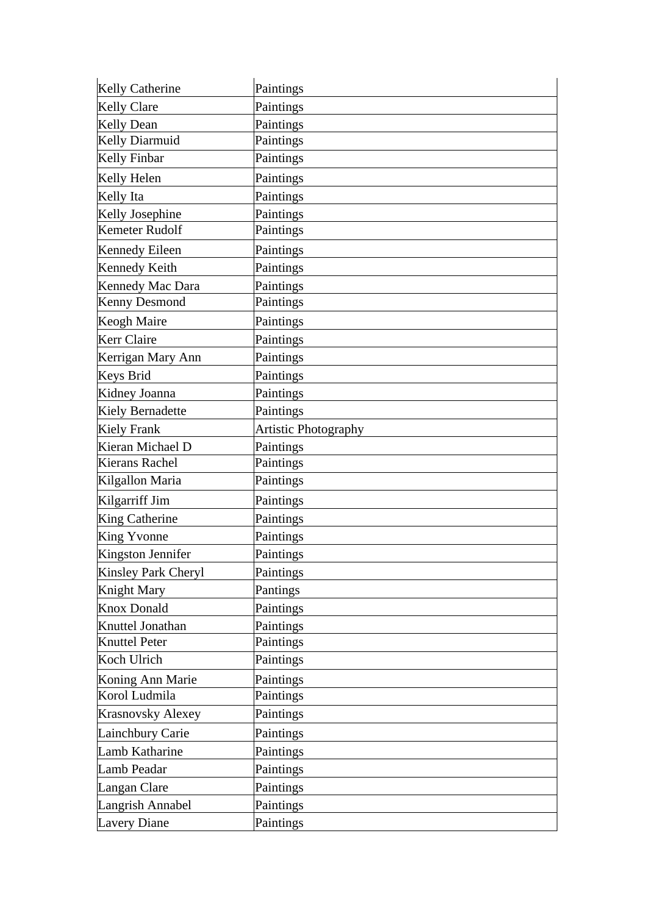| Kelly Catherine | Paintings |
|---|---|
| Kelly Clare | Paintings |
| Kelly Dean | Paintings |
| Kelly Diarmuid | Paintings |
| Kelly Finbar | Paintings |
| Kelly Helen | Paintings |
| Kelly Ita | Paintings |
| Kelly Josephine | Paintings |
| Kemeter Rudolf | Paintings |
| Kennedy Eileen | Paintings |
| Kennedy Keith | Paintings |
| Kennedy Mac Dara | Paintings |
| Kenny Desmond | Paintings |
| Keogh Maire | Paintings |
| Kerr Claire | Paintings |
| Kerrigan Mary Ann | Paintings |
| Keys Brid | Paintings |
| Kidney Joanna | Paintings |
| Kiely Bernadette | Paintings |
| Kiely Frank | Artistic Photography |
| Kieran Michael D | Paintings |
| Kierans Rachel | Paintings |
| Kilgallon Maria | Paintings |
| Kilgarriff Jim | Paintings |
| King Catherine | Paintings |
| King Yvonne | Paintings |
| Kingston Jennifer | Paintings |
| Kinsley Park Cheryl | Paintings |
| Knight Mary | Pantings |
| Knox Donald | Paintings |
| Knuttel Jonathan | Paintings |
| Knuttel Peter | Paintings |
| Koch Ulrich | Paintings |
| Koning Ann Marie | Paintings |
| Korol Ludmila | Paintings |
| Krasnovsky Alexey | Paintings |
| Lainchbury Carie | Paintings |
| Lamb Katharine | Paintings |
| Lamb Peadar | Paintings |
| Langan Clare | Paintings |
| Langrish Annabel | Paintings |
| Lavery Diane | Paintings |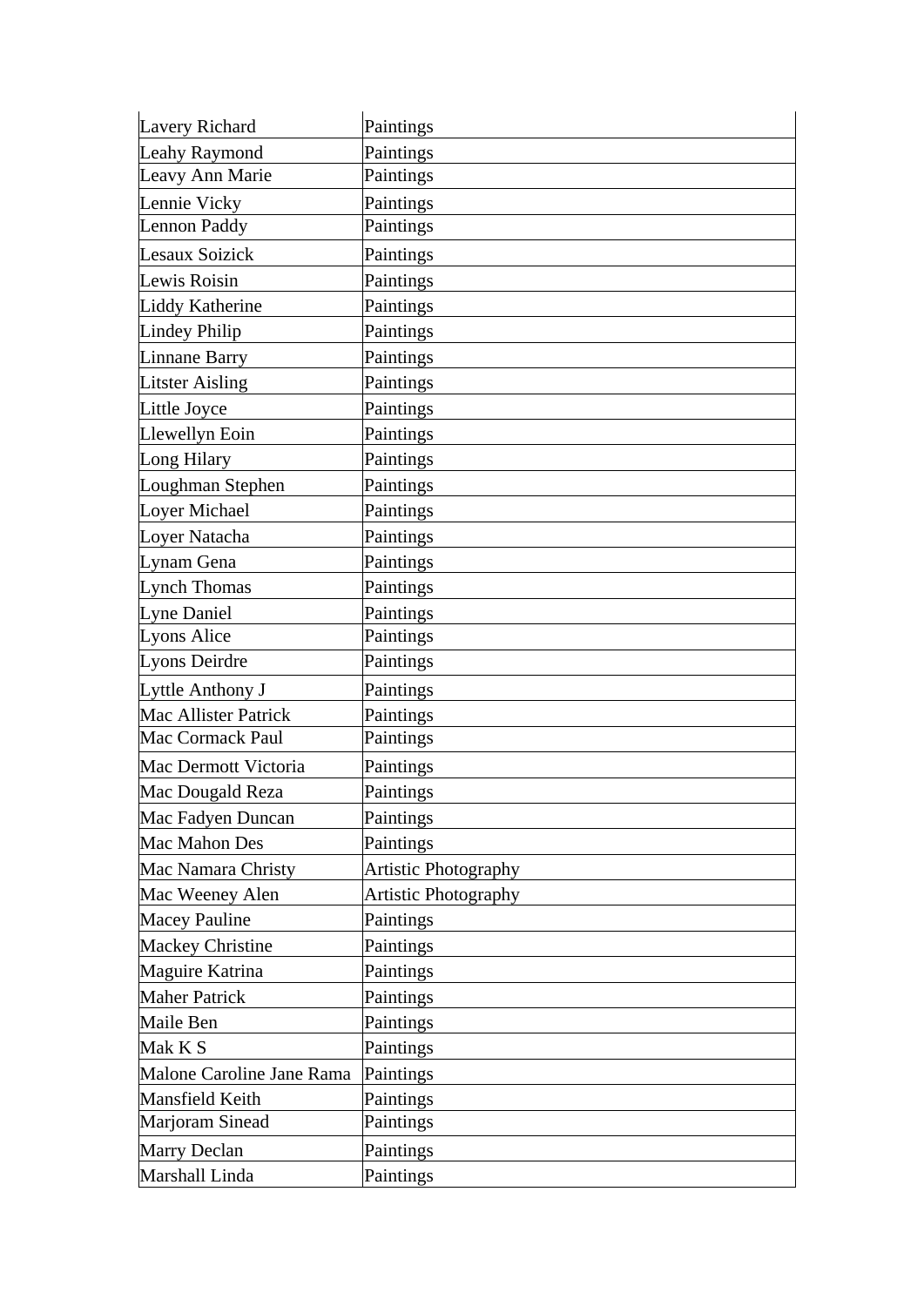| Lavery Richard | Paintings |
|---|---|
| Leahy Raymond | Paintings |
| Leavy Ann Marie | Paintings |
| Lennie Vicky | Paintings |
| Lennon Paddy | Paintings |
| Lesaux Soizick | Paintings |
| Lewis Roisin | Paintings |
| Liddy Katherine | Paintings |
| Lindey Philip | Paintings |
| Linnane Barry | Paintings |
| Litster Aisling | Paintings |
| Little Joyce | Paintings |
| Llewellyn Eoin | Paintings |
| Long Hilary | Paintings |
| Loughman Stephen | Paintings |
| Loyer Michael | Paintings |
| Loyer Natacha | Paintings |
| Lynam Gena | Paintings |
| Lynch Thomas | Paintings |
| Lyne Daniel | Paintings |
| Lyons Alice | Paintings |
| Lyons Deirdre | Paintings |
| Lyttle Anthony J | Paintings |
| Mac Allister Patrick | Paintings |
| Mac Cormack Paul | Paintings |
| Mac Dermott Victoria | Paintings |
| Mac Dougald Reza | Paintings |
| Mac Fadyen Duncan | Paintings |
| Mac Mahon Des | Paintings |
| Mac Namara Christy | Artistic Photography |
| Mac Weeney Alen | Artistic Photography |
| Macey Pauline | Paintings |
| Mackey Christine | Paintings |
| Maguire Katrina | Paintings |
| Maher Patrick | Paintings |
| Maile Ben | Paintings |
| Mak K S | Paintings |
| Malone Caroline Jane Rama | Paintings |
| Mansfield Keith | Paintings |
| Marjoram Sinead | Paintings |
| Marry Declan | Paintings |
| Marshall Linda | Paintings |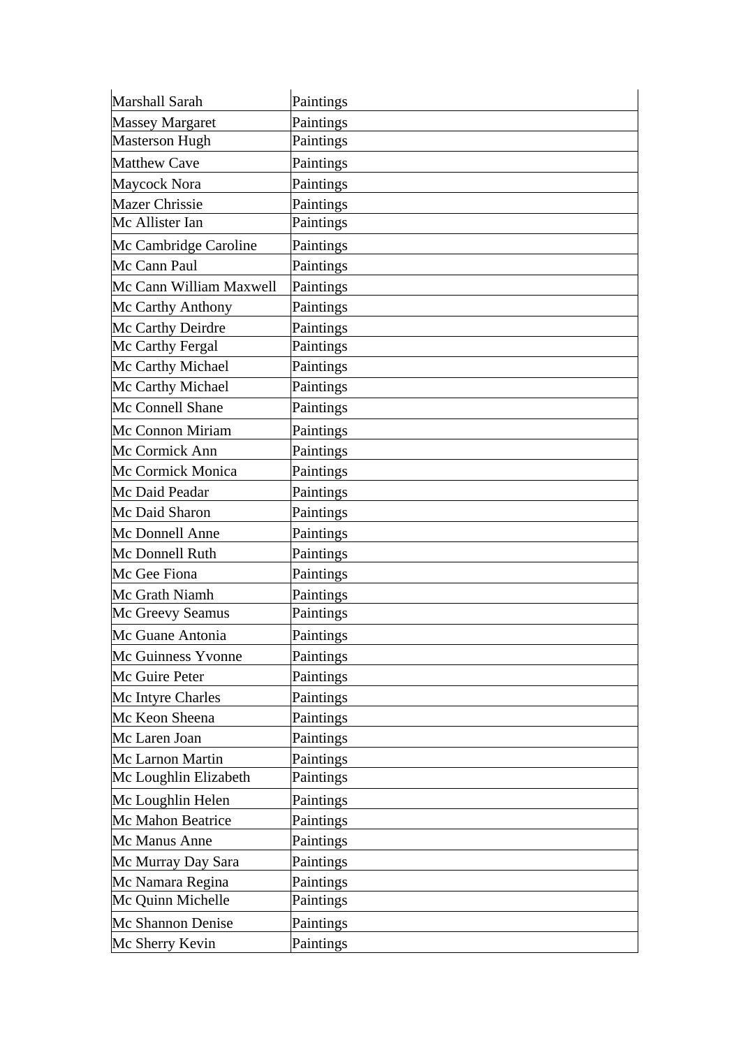| Marshall Sarah | Paintings |
|---|---|
| Massey Margaret | Paintings |
| Masterson Hugh | Paintings |
| Matthew Cave | Paintings |
| Maycock Nora | Paintings |
| Mazer Chrissie | Paintings |
| Mc Allister Ian | Paintings |
| Mc Cambridge Caroline | Paintings |
| Mc Cann Paul | Paintings |
| Mc Cann William Maxwell | Paintings |
| Mc Carthy Anthony | Paintings |
| Mc Carthy Deirdre | Paintings |
| Mc Carthy Fergal | Paintings |
| Mc Carthy Michael | Paintings |
| Mc Carthy Michael | Paintings |
| Mc Connell Shane | Paintings |
| Mc Connon Miriam | Paintings |
| Mc Cormick Ann | Paintings |
| Mc Cormick Monica | Paintings |
| Mc Daid Peadar | Paintings |
| Mc Daid Sharon | Paintings |
| Mc Donnell Anne | Paintings |
| Mc Donnell Ruth | Paintings |
| Mc Gee Fiona | Paintings |
| Mc Grath Niamh | Paintings |
| Mc Greevy Seamus | Paintings |
| Mc Guane Antonia | Paintings |
| Mc Guinness Yvonne | Paintings |
| Mc Guire Peter | Paintings |
| Mc Intyre Charles | Paintings |
| Mc Keon Sheena | Paintings |
| Mc Laren Joan | Paintings |
| Mc Larnon Martin | Paintings |
| Mc Loughlin Elizabeth | Paintings |
| Mc Loughlin Helen | Paintings |
| Mc Mahon Beatrice | Paintings |
| Mc Manus Anne | Paintings |
| Mc Murray Day Sara | Paintings |
| Mc Namara Regina | Paintings |
| Mc Quinn Michelle | Paintings |
| Mc Shannon Denise | Paintings |
| Mc Sherry Kevin | Paintings |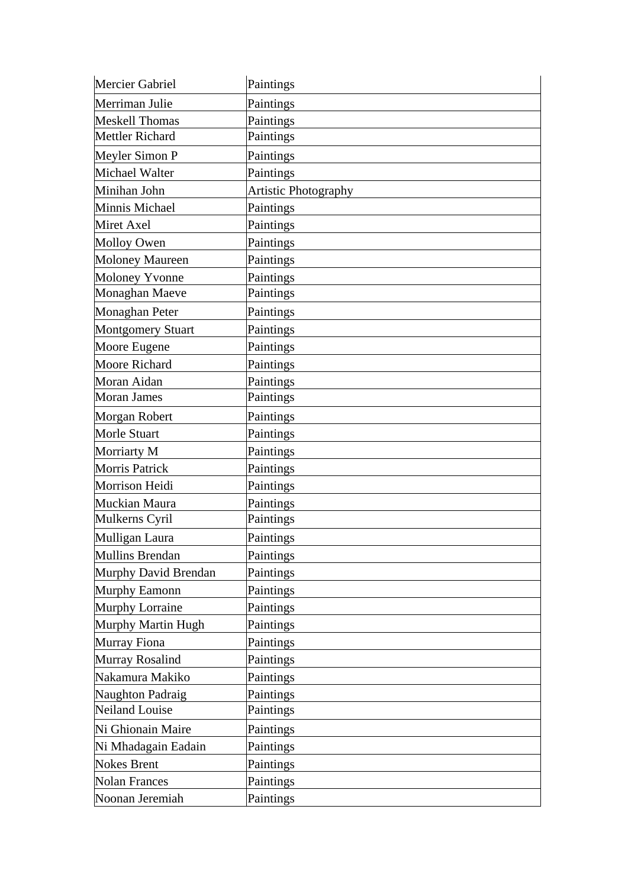| Mercier Gabriel | Paintings |
|---|---|
| Merriman Julie | Paintings |
| Meskell Thomas | Paintings |
| Mettler Richard | Paintings |
| Meyler Simon P | Paintings |
| Michael Walter | Paintings |
| Minihan John | Artistic Photography |
| Minnis Michael | Paintings |
| Miret Axel | Paintings |
| Molloy Owen | Paintings |
| Moloney Maureen | Paintings |
| Moloney Yvonne | Paintings |
| Monaghan Maeve | Paintings |
| Monaghan Peter | Paintings |
| Montgomery Stuart | Paintings |
| Moore Eugene | Paintings |
| Moore Richard | Paintings |
| Moran Aidan | Paintings |
| Moran James | Paintings |
| Morgan Robert | Paintings |
| Morle Stuart | Paintings |
| Morriarty M | Paintings |
| Morris Patrick | Paintings |
| Morrison Heidi | Paintings |
| Muckian Maura | Paintings |
| Mulkerns Cyril | Paintings |
| Mulligan Laura | Paintings |
| Mullins Brendan | Paintings |
| Murphy David Brendan | Paintings |
| Murphy Eamonn | Paintings |
| Murphy Lorraine | Paintings |
| Murphy Martin Hugh | Paintings |
| Murray Fiona | Paintings |
| Murray Rosalind | Paintings |
| Nakamura Makiko | Paintings |
| Naughton Padraig | Paintings |
| Neiland Louise | Paintings |
| Ni Ghionain Maire | Paintings |
| Ni Mhadagain Eadain | Paintings |
| Nokes Brent | Paintings |
| Nolan Frances | Paintings |
| Noonan Jeremiah | Paintings |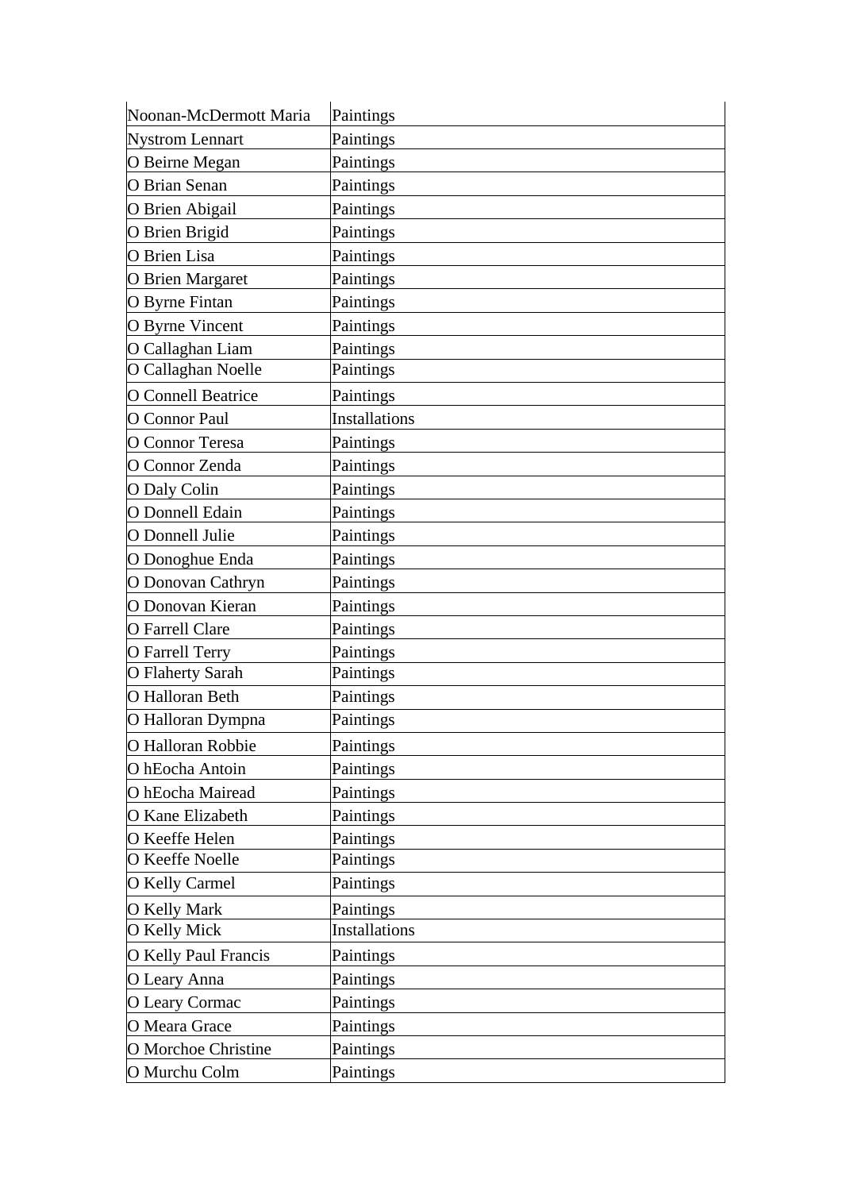| Noonan-McDermott Maria | Paintings |
|---|---|
| Nystrom Lennart | Paintings |
| O Beirne Megan | Paintings |
| O Brian Senan | Paintings |
| O Brien Abigail | Paintings |
| O Brien Brigid | Paintings |
| O Brien Lisa | Paintings |
| O Brien Margaret | Paintings |
| O Byrne Fintan | Paintings |
| O Byrne Vincent | Paintings |
| O Callaghan Liam | Paintings |
| O Callaghan Noelle | Paintings |
| O Connell Beatrice | Paintings |
| O Connor Paul | Installations |
| O Connor Teresa | Paintings |
| O Connor Zenda | Paintings |
| O Daly Colin | Paintings |
| O Donnell Edain | Paintings |
| O Donnell Julie | Paintings |
| O Donoghue Enda | Paintings |
| O Donovan Cathryn | Paintings |
| O Donovan Kieran | Paintings |
| O Farrell Clare | Paintings |
| O Farrell Terry | Paintings |
| O Flaherty Sarah | Paintings |
| O Halloran Beth | Paintings |
| O Halloran Dympna | Paintings |
| O Halloran Robbie | Paintings |
| O hEocha Antoin | Paintings |
| O hEocha Mairead | Paintings |
| O Kane Elizabeth | Paintings |
| O Keeffe Helen | Paintings |
| O Keeffe Noelle | Paintings |
| O Kelly Carmel | Paintings |
| O Kelly Mark | Paintings |
| O Kelly Mick | Installations |
| O Kelly Paul Francis | Paintings |
| O Leary Anna | Paintings |
| O Leary Cormac | Paintings |
| O Meara Grace | Paintings |
| O Morchoe Christine | Paintings |
| O Murchu Colm | Paintings |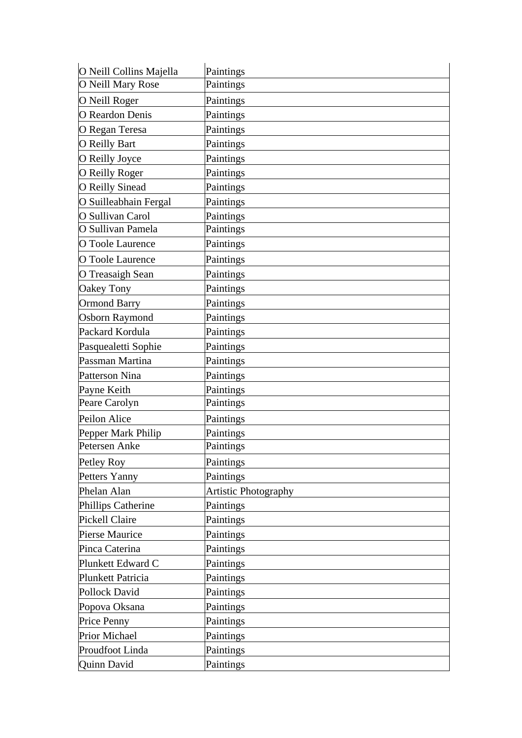| O Neill Collins Majella | Paintings |
|---|---|
| O Neill Mary Rose | Paintings |
| O Neill Roger | Paintings |
| O Reardon Denis | Paintings |
| O Regan Teresa | Paintings |
| O Reilly Bart | Paintings |
| O Reilly Joyce | Paintings |
| O Reilly Roger | Paintings |
| O Reilly Sinead | Paintings |
| O Suilleabhain Fergal | Paintings |
| O Sullivan Carol | Paintings |
| O Sullivan Pamela | Paintings |
| O Toole Laurence | Paintings |
| O Toole Laurence | Paintings |
| O Treasaigh Sean | Paintings |
| Oakey Tony | Paintings |
| Ormond Barry | Paintings |
| Osborn Raymond | Paintings |
| Packard Kordula | Paintings |
| Pasquealetti Sophie | Paintings |
| Passman Martina | Paintings |
| Patterson Nina | Paintings |
| Payne Keith | Paintings |
| Peare Carolyn | Paintings |
| Peilon Alice | Paintings |
| Pepper Mark Philip | Paintings |
| Petersen Anke | Paintings |
| Petley Roy | Paintings |
| Petters Yanny | Paintings |
| Phelan Alan | Artistic Photography |
| Phillips Catherine | Paintings |
| Pickell Claire | Paintings |
| Pierse Maurice | Paintings |
| Pinca Caterina | Paintings |
| Plunkett Edward C | Paintings |
| Plunkett Patricia | Paintings |
| Pollock David | Paintings |
| Popova Oksana | Paintings |
| Price Penny | Paintings |
| Prior Michael | Paintings |
| Proudfoot Linda | Paintings |
| Quinn David | Paintings |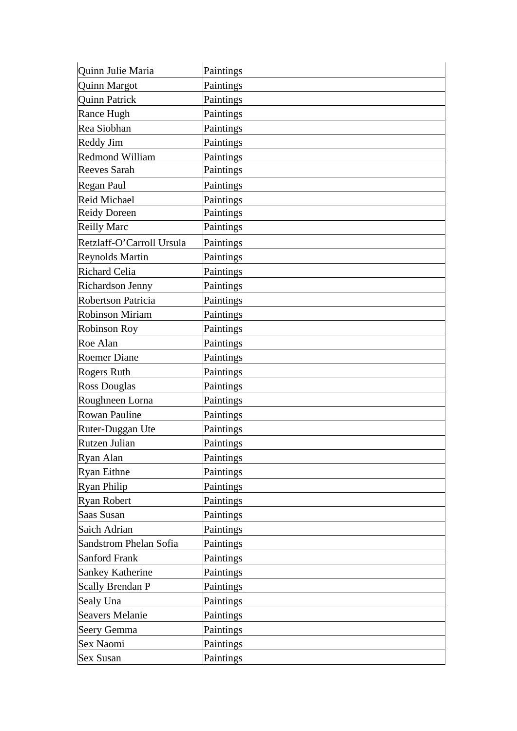| Quinn Julie Maria | Paintings |
|---|---|
| Quinn Margot | Paintings |
| Quinn Patrick | Paintings |
| Rance Hugh | Paintings |
| Rea Siobhan | Paintings |
| Reddy Jim | Paintings |
| Redmond William | Paintings |
| Reeves Sarah | Paintings |
| Regan Paul | Paintings |
| Reid Michael | Paintings |
| Reidy Doreen | Paintings |
| Reilly Marc | Paintings |
| Retzlaff-O'Carroll Ursula | Paintings |
| Reynolds Martin | Paintings |
| Richard Celia | Paintings |
| Richardson Jenny | Paintings |
| Robertson Patricia | Paintings |
| Robinson Miriam | Paintings |
| Robinson Roy | Paintings |
| Roe Alan | Paintings |
| Roemer Diane | Paintings |
| Rogers Ruth | Paintings |
| Ross Douglas | Paintings |
| Roughneen Lorna | Paintings |
| Rowan Pauline | Paintings |
| Ruter-Duggan Ute | Paintings |
| Rutzen Julian | Paintings |
| Ryan Alan | Paintings |
| Ryan Eithne | Paintings |
| Ryan Philip | Paintings |
| Ryan Robert | Paintings |
| Saas Susan | Paintings |
| Saich Adrian | Paintings |
| Sandstrom Phelan Sofia | Paintings |
| Sanford Frank | Paintings |
| Sankey Katherine | Paintings |
| Scally Brendan P | Paintings |
| Sealy Una | Paintings |
| Seavers Melanie | Paintings |
| Seery Gemma | Paintings |
| Sex Naomi | Paintings |
| Sex Susan | Paintings |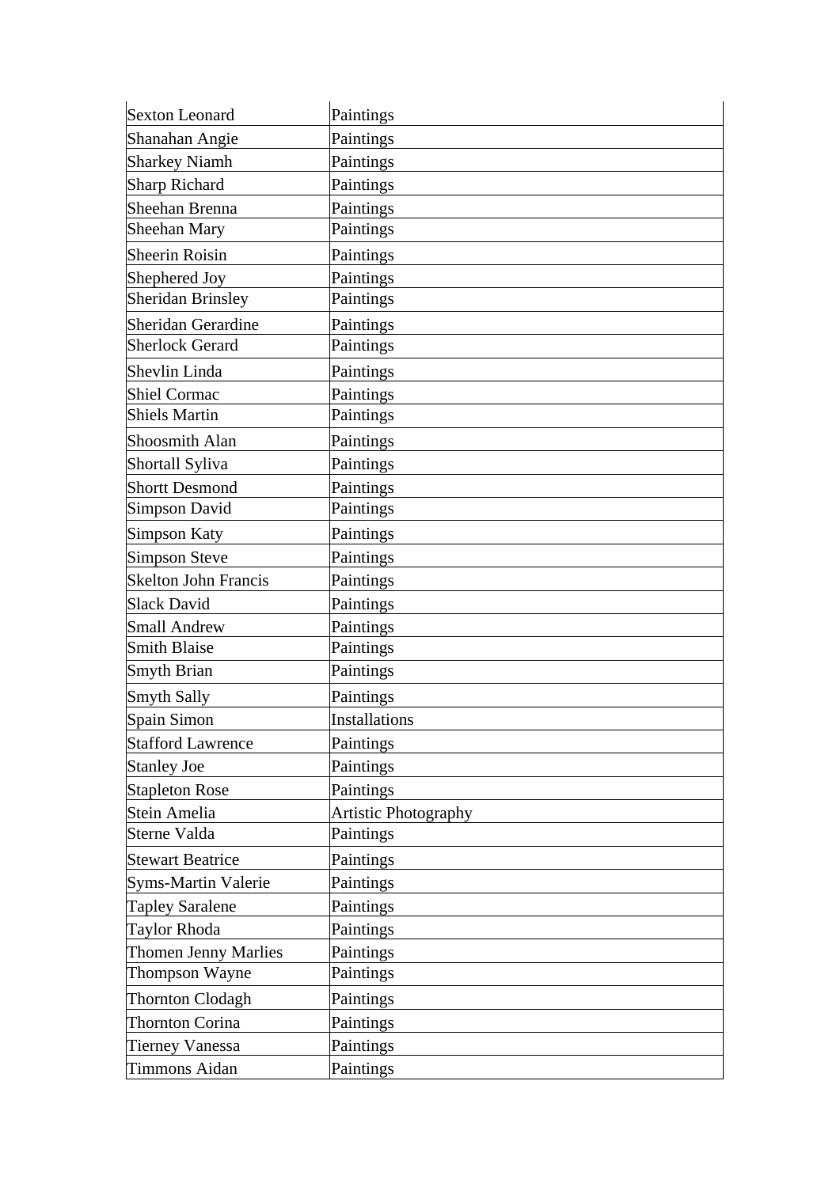| Sexton Leonard | Paintings |
|---|---|
| Shanahan Angie | Paintings |
| Sharkey Niamh | Paintings |
| Sharp Richard | Paintings |
| Sheehan Brenna | Paintings |
| Sheehan Mary | Paintings |
| Sheerin Roisin | Paintings |
| Shephered Joy | Paintings |
| Sheridan Brinsley | Paintings |
| Sheridan Gerardine | Paintings |
| Sherlock Gerard | Paintings |
| Shevlin Linda | Paintings |
| Shiel Cormac | Paintings |
| Shiels Martin | Paintings |
| Shoosmith Alan | Paintings |
| Shortall Syliva | Paintings |
| Shortt Desmond | Paintings |
| Simpson David | Paintings |
| Simpson Katy | Paintings |
| Simpson Steve | Paintings |
| Skelton John Francis | Paintings |
| Slack David | Paintings |
| Small Andrew | Paintings |
| Smith Blaise | Paintings |
| Smyth Brian | Paintings |
| Smyth Sally | Paintings |
| Spain Simon | Installations |
| Stafford Lawrence | Paintings |
| Stanley Joe | Paintings |
| Stapleton Rose | Paintings |
| Stein Amelia | Artistic Photography |
| Sterne Valda | Paintings |
| Stewart Beatrice | Paintings |
| Syms-Martin Valerie | Paintings |
| Tapley Saralene | Paintings |
| Taylor Rhoda | Paintings |
| Thomen Jenny Marlies | Paintings |
| Thompson Wayne | Paintings |
| Thornton Clodagh | Paintings |
| Thornton Corina | Paintings |
| Tierney Vanessa | Paintings |
| Timmons Aidan | Paintings |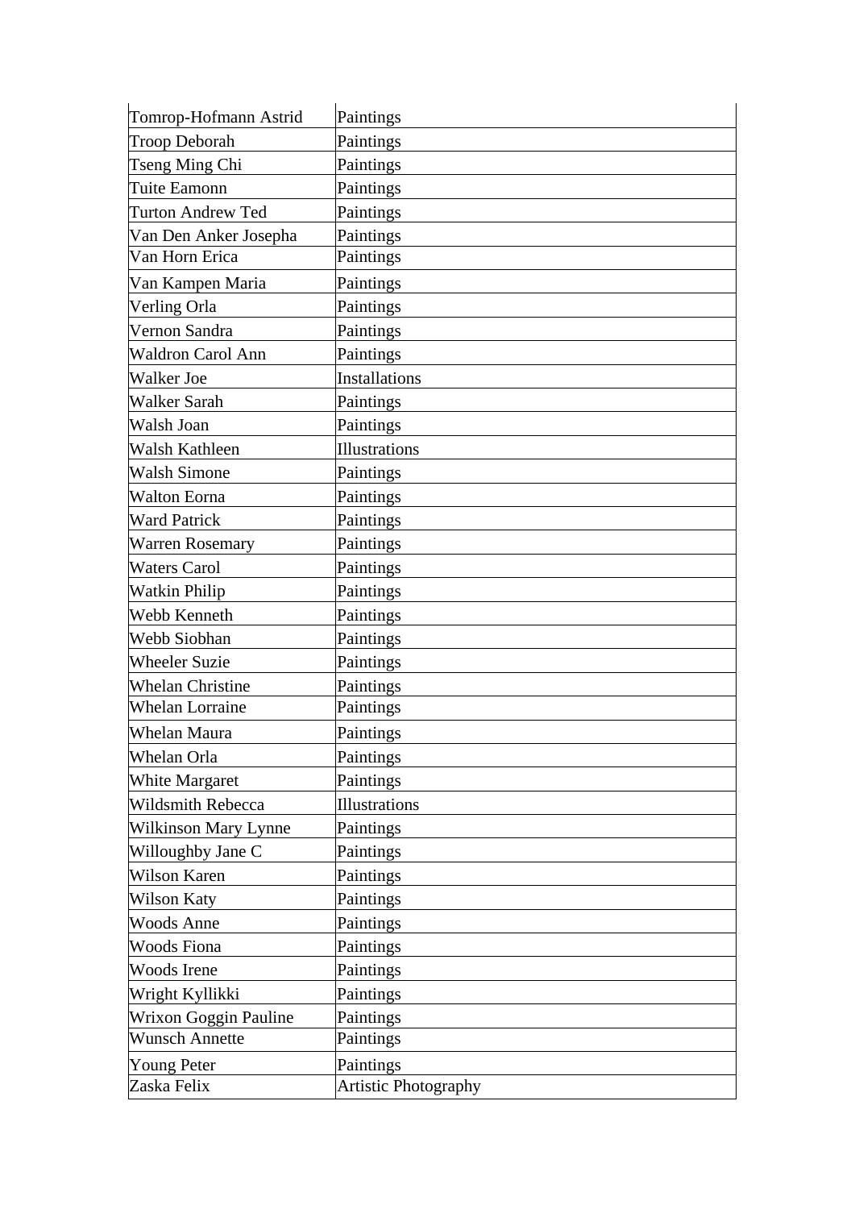| Tomrop-Hofmann Astrid | Paintings |
|---|---|
| Troop Deborah | Paintings |
| Tseng Ming Chi | Paintings |
| Tuite Eamonn | Paintings |
| Turton Andrew Ted | Paintings |
| Van Den Anker Josepha | Paintings |
| Van Horn Erica | Paintings |
| Van Kampen Maria | Paintings |
| Verling Orla | Paintings |
| Vernon Sandra | Paintings |
| Waldron Carol Ann | Paintings |
| Walker Joe | Installations |
| Walker Sarah | Paintings |
| Walsh Joan | Paintings |
| Walsh Kathleen | Illustrations |
| Walsh Simone | Paintings |
| Walton Eorna | Paintings |
| Ward Patrick | Paintings |
| Warren Rosemary | Paintings |
| Waters Carol | Paintings |
| Watkin Philip | Paintings |
| Webb Kenneth | Paintings |
| Webb Siobhan | Paintings |
| Wheeler Suzie | Paintings |
| Whelan Christine | Paintings |
| Whelan Lorraine | Paintings |
| Whelan Maura | Paintings |
| Whelan Orla | Paintings |
| White Margaret | Paintings |
| Wildsmith Rebecca | Illustrations |
| Wilkinson Mary Lynne | Paintings |
| Willoughby Jane C | Paintings |
| Wilson Karen | Paintings |
| Wilson Katy | Paintings |
| Woods Anne | Paintings |
| Woods Fiona | Paintings |
| Woods Irene | Paintings |
| Wright Kyllikki | Paintings |
| Wrixon Goggin Pauline | Paintings |
| Wunsch Annette | Paintings |
| Young Peter | Paintings |
| Zaska Felix | Artistic Photography |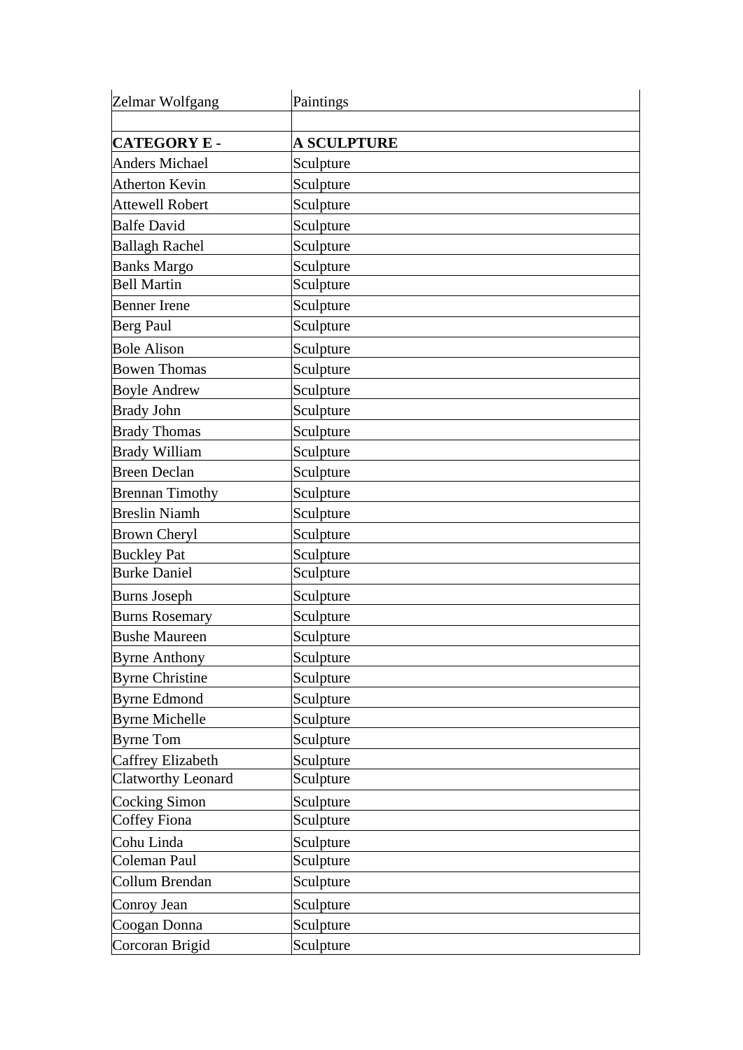| Zelmar Wolfgang | Paintings |
| --- | --- |
| | |
| **CATEGORY E -** | **A SCULPTURE** |
| Anders Michael | Sculpture |
| Atherton Kevin | Sculpture |
| Attewell Robert | Sculpture |
| Balfe David | Sculpture |
| Ballagh Rachel | Sculpture |
| Banks Margo | Sculpture |
| Bell Martin | Sculpture |
| Benner Irene | Sculpture |
| Berg Paul | Sculpture |
| Bole Alison | Sculpture |
| Bowen Thomas | Sculpture |
| Boyle Andrew | Sculpture |
| Brady John | Sculpture |
| Brady Thomas | Sculpture |
| Brady William | Sculpture |
| Breen Declan | Sculpture |
| Brennan Timothy | Sculpture |
| Breslin Niamh | Sculpture |
| Brown Cheryl | Sculpture |
| Buckley Pat | Sculpture |
| Burke Daniel | Sculpture |
| Burns Joseph | Sculpture |
| Burns Rosemary | Sculpture |
| Bushe Maureen | Sculpture |
| Byrne Anthony | Sculpture |
| Byrne Christine | Sculpture |
| Byrne Edmond | Sculpture |
| Byrne Michelle | Sculpture |
| Byrne Tom | Sculpture |
| Caffrey Elizabeth | Sculpture |
| Clatworthy Leonard | Sculpture |
| Cocking Simon | Sculpture |
| Coffey Fiona | Sculpture |
| Cohu Linda | Sculpture |
| Coleman Paul | Sculpture |
| Collum Brendan | Sculpture |
| Conroy Jean | Sculpture |
| Coogan Donna | Sculpture |
| Corcoran Brigid | Sculpture |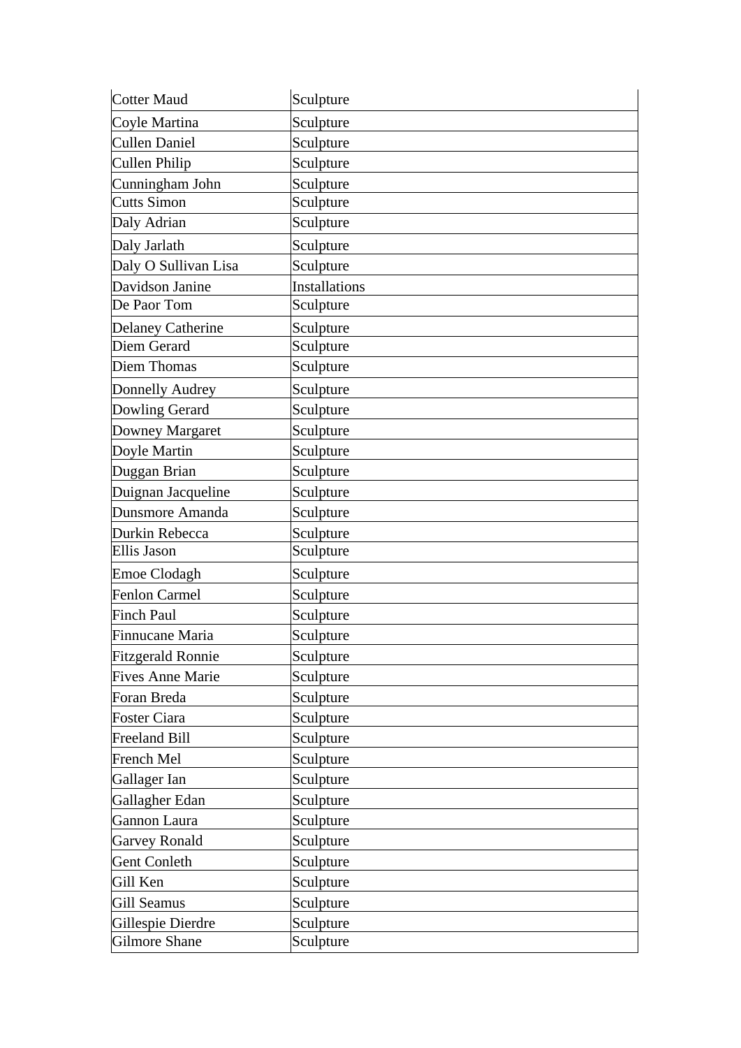| Cotter Maud | Sculpture |
|---|---|
| Coyle Martina | Sculpture |
| Cullen Daniel | Sculpture |
| Cullen Philip | Sculpture |
| Cunningham John | Sculpture |
| Cutts Simon | Sculpture |
| Daly Adrian | Sculpture |
| Daly Jarlath | Sculpture |
| Daly O Sullivan Lisa | Sculpture |
| Davidson Janine | Installations |
| De Paor Tom | Sculpture |
| Delaney Catherine | Sculpture |
| Diem Gerard | Sculpture |
| Diem Thomas | Sculpture |
| Donnelly Audrey | Sculpture |
| Dowling Gerard | Sculpture |
| Downey Margaret | Sculpture |
| Doyle Martin | Sculpture |
| Duggan Brian | Sculpture |
| Duignan Jacqueline | Sculpture |
| Dunsmore Amanda | Sculpture |
| Durkin Rebecca | Sculpture |
| Ellis Jason | Sculpture |
| Emoe Clodagh | Sculpture |
| Fenlon Carmel | Sculpture |
| Finch Paul | Sculpture |
| Finnucane Maria | Sculpture |
| Fitzgerald Ronnie | Sculpture |
| Fives Anne Marie | Sculpture |
| Foran Breda | Sculpture |
| Foster Ciara | Sculpture |
| Freeland Bill | Sculpture |
| French Mel | Sculpture |
| Gallager Ian | Sculpture |
| Gallagher Edan | Sculpture |
| Gannon Laura | Sculpture |
| Garvey Ronald | Sculpture |
| Gent Conleth | Sculpture |
| Gill Ken | Sculpture |
| Gill Seamus | Sculpture |
| Gillespie Dierdre | Sculpture |
| Gilmore Shane | Sculpture |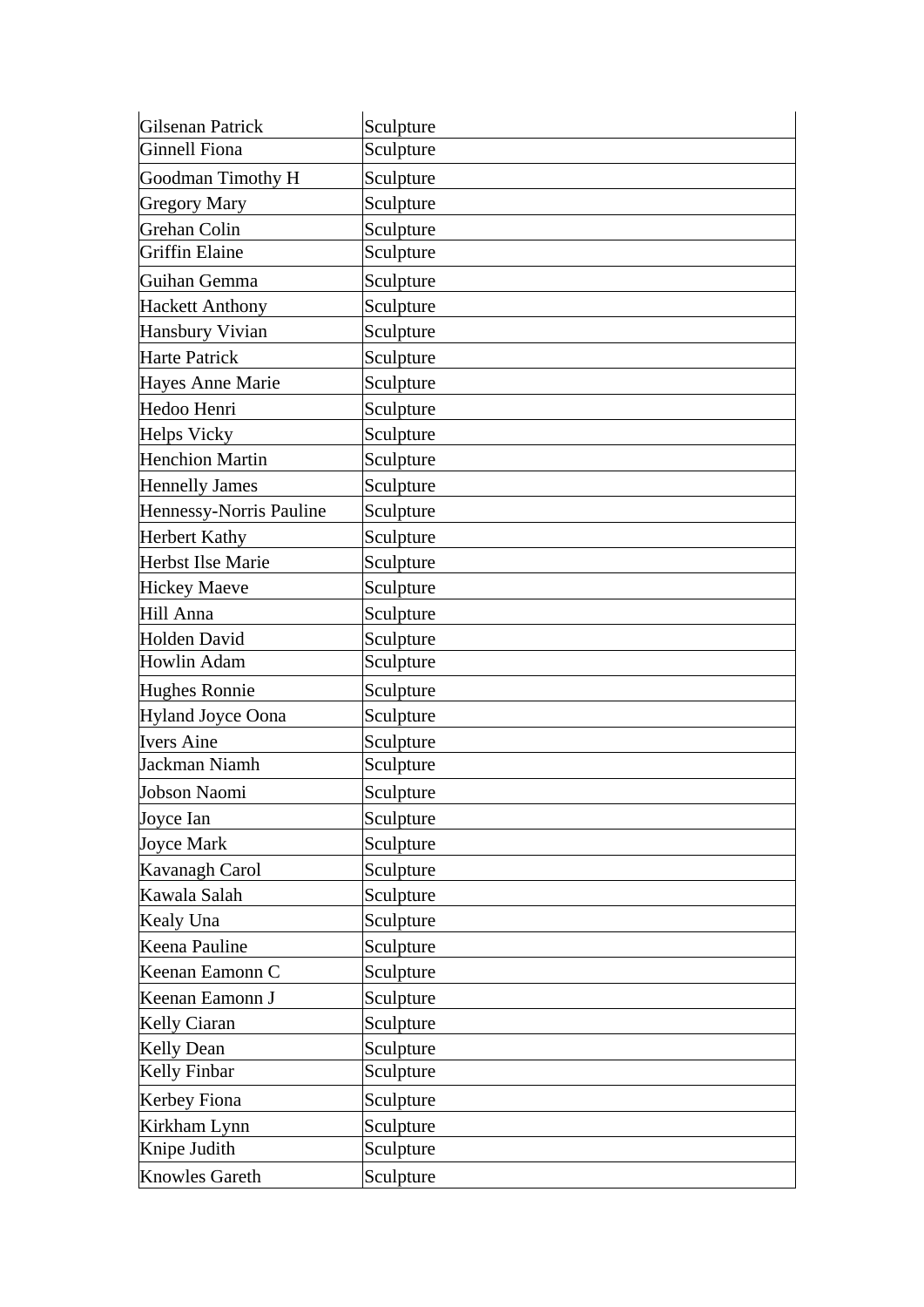| Gilsenan Patrick | Sculpture |
|---|---|
| Ginnell Fiona | Sculpture |
| Goodman Timothy H | Sculpture |
| Gregory Mary | Sculpture |
| Grehan Colin | Sculpture |
| Griffin Elaine | Sculpture |
| Guihan Gemma | Sculpture |
| Hackett Anthony | Sculpture |
| Hansbury Vivian | Sculpture |
| Harte Patrick | Sculpture |
| Hayes Anne Marie | Sculpture |
| Hedoo Henri | Sculpture |
| Helps Vicky | Sculpture |
| Henchion Martin | Sculpture |
| Hennelly James | Sculpture |
| Hennessy-Norris Pauline | Sculpture |
| Herbert Kathy | Sculpture |
| Herbst Ilse Marie | Sculpture |
| Hickey Maeve | Sculpture |
| Hill Anna | Sculpture |
| Holden David | Sculpture |
| Howlin Adam | Sculpture |
| Hughes Ronnie | Sculpture |
| Hyland Joyce Oona | Sculpture |
| Ivers Aine | Sculpture |
| Jackman Niamh | Sculpture |
| Jobson Naomi | Sculpture |
| Joyce Ian | Sculpture |
| Joyce Mark | Sculpture |
| Kavanagh Carol | Sculpture |
| Kawala Salah | Sculpture |
| Kealy Una | Sculpture |
| Keena Pauline | Sculpture |
| Keenan Eamonn C | Sculpture |
| Keenan Eamonn J | Sculpture |
| Kelly Ciaran | Sculpture |
| Kelly Dean | Sculpture |
| Kelly Finbar | Sculpture |
| Kerbey Fiona | Sculpture |
| Kirkham Lynn | Sculpture |
| Knipe Judith | Sculpture |
| Knowles Gareth | Sculpture |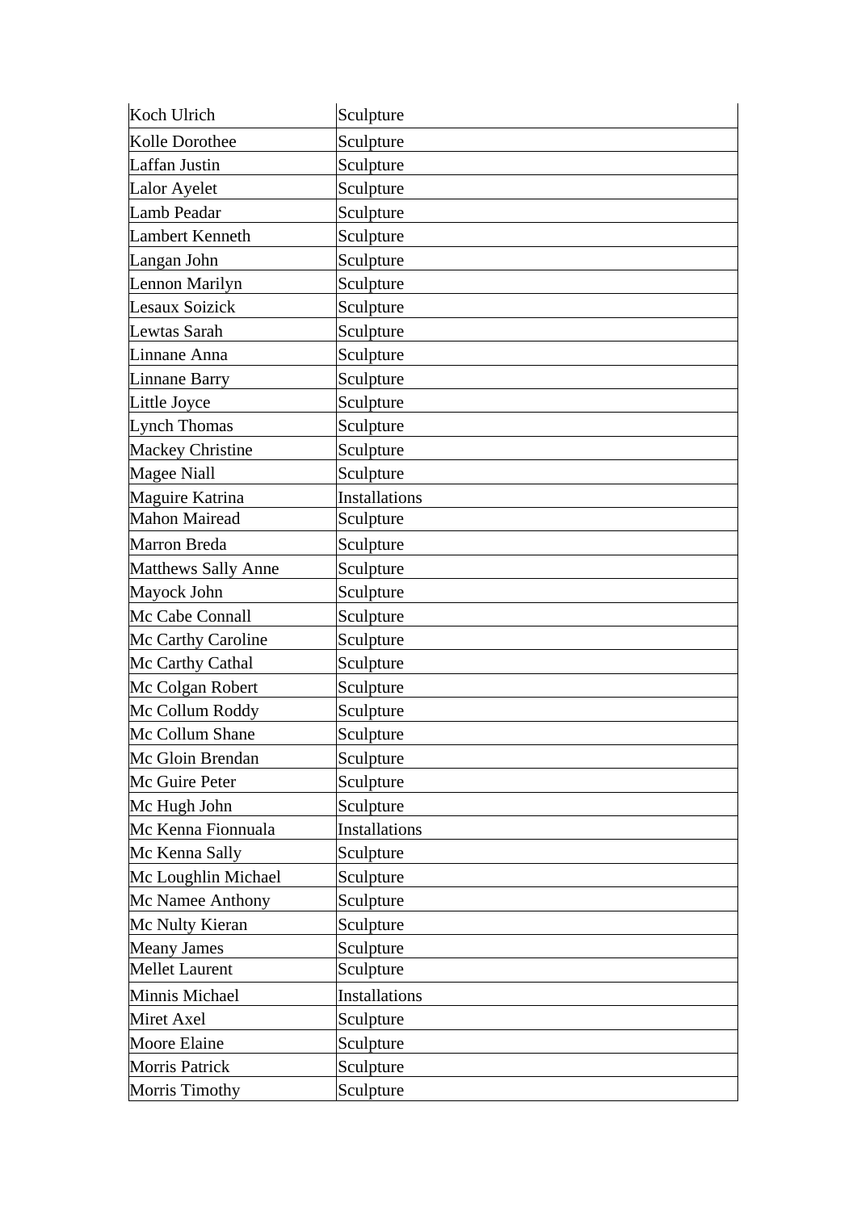| Koch Ulrich | Sculpture |
|---|---|
| Kolle Dorothee | Sculpture |
| Laffan Justin | Sculpture |
| Lalor Ayelet | Sculpture |
| Lamb Peadar | Sculpture |
| Lambert Kenneth | Sculpture |
| Langan John | Sculpture |
| Lennon Marilyn | Sculpture |
| Lesaux Soizick | Sculpture |
| Lewtas Sarah | Sculpture |
| Linnane Anna | Sculpture |
| Linnane Barry | Sculpture |
| Little Joyce | Sculpture |
| Lynch Thomas | Sculpture |
| Mackey Christine | Sculpture |
| Magee Niall | Sculpture |
| Maguire Katrina | Installations |
| Mahon Mairead | Sculpture |
| Marron Breda | Sculpture |
| Matthews Sally Anne | Sculpture |
| Mayock John | Sculpture |
| Mc Cabe Connall | Sculpture |
| Mc Carthy Caroline | Sculpture |
| Mc Carthy Cathal | Sculpture |
| Mc Colgan Robert | Sculpture |
| Mc Collum Roddy | Sculpture |
| Mc Collum Shane | Sculpture |
| Mc Gloin Brendan | Sculpture |
| Mc Guire Peter | Sculpture |
| Mc Hugh John | Sculpture |
| Mc Kenna Fionnuala | Installations |
| Mc Kenna Sally | Sculpture |
| Mc Loughlin Michael | Sculpture |
| Mc Namee Anthony | Sculpture |
| Mc Nulty Kieran | Sculpture |
| Meany James | Sculpture |
| Mellet Laurent | Sculpture |
| Minnis Michael | Installations |
| Miret Axel | Sculpture |
| Moore Elaine | Sculpture |
| Morris Patrick | Sculpture |
| Morris Timothy | Sculpture |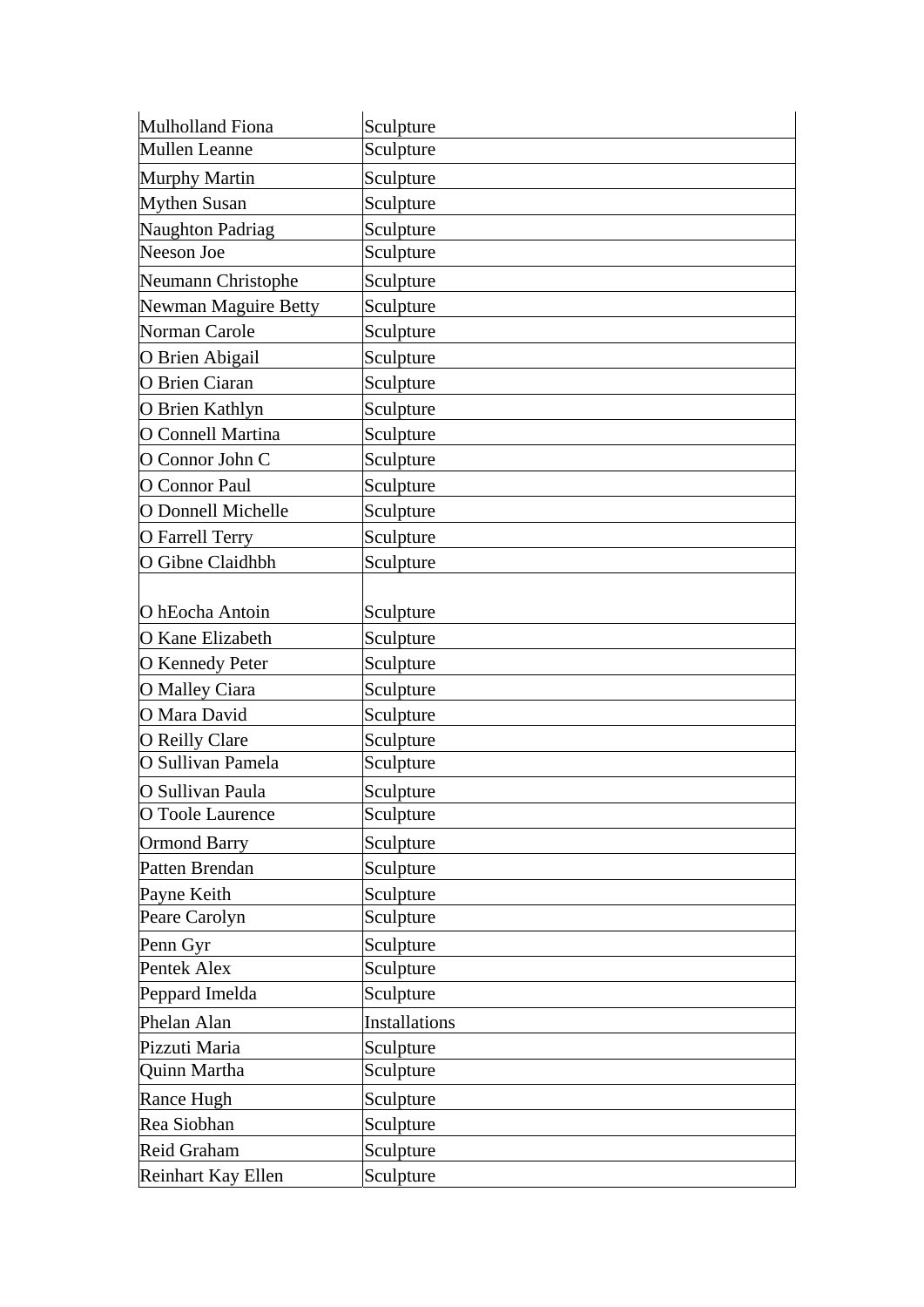| Mulholland Fiona | Sculpture |
|---|---|
| Mullen Leanne | Sculpture |
| Murphy Martin | Sculpture |
| Mythen Susan | Sculpture |
| Naughton Padriag | Sculpture |
| Neeson Joe | Sculpture |
| Neumann Christophe | Sculpture |
| Newman Maguire Betty | Sculpture |
| Norman Carole | Sculpture |
| O Brien Abigail | Sculpture |
| O Brien Ciaran | Sculpture |
| O Brien Kathlyn | Sculpture |
| O Connell Martina | Sculpture |
| O Connor John C | Sculpture |
| O Connor Paul | Sculpture |
| O Donnell Michelle | Sculpture |
| O Farrell Terry | Sculpture |
| O Gibne Claidhbh | Sculpture |
| O hEocha Antoin | Sculpture |
| O Kane Elizabeth | Sculpture |
| O Kennedy Peter | Sculpture |
| O Malley Ciara | Sculpture |
| O Mara David | Sculpture |
| O Reilly Clare | Sculpture |
| O Sullivan Pamela | Sculpture |
| O Sullivan Paula | Sculpture |
| O Toole Laurence | Sculpture |
| Ormond Barry | Sculpture |
| Patten Brendan | Sculpture |
| Payne Keith | Sculpture |
| Peare Carolyn | Sculpture |
| Penn Gyr | Sculpture |
| Pentek Alex | Sculpture |
| Peppard Imelda | Sculpture |
| Phelan Alan | Installations |
| Pizzuti Maria | Sculpture |
| Quinn Martha | Sculpture |
| Rance Hugh | Sculpture |
| Rea Siobhan | Sculpture |
| Reid Graham | Sculpture |
| Reinhart Kay Ellen | Sculpture |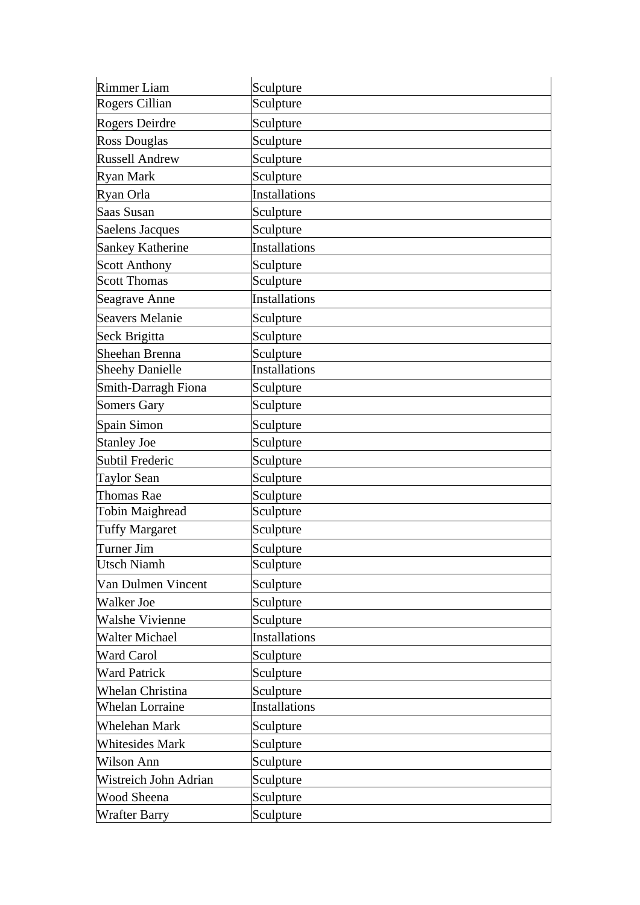| | |
|---|---|
| Rimmer Liam | Sculpture |
| Rogers Cillian | Sculpture |
| Rogers Deirdre | Sculpture |
| Ross Douglas | Sculpture |
| Russell Andrew | Sculpture |
| Ryan Mark | Sculpture |
| Ryan Orla | Installations |
| Saas Susan | Sculpture |
| Saelens Jacques | Sculpture |
| Sankey Katherine | Installations |
| Scott Anthony | Sculpture |
| Scott Thomas | Sculpture |
| Seagrave Anne | Installations |
| Seavers Melanie | Sculpture |
| Seck Brigitta | Sculpture |
| Sheehan Brenna | Sculpture |
| Sheehy Danielle | Installations |
| Smith-Darragh Fiona | Sculpture |
| Somers Gary | Sculpture |
| Spain Simon | Sculpture |
| Stanley Joe | Sculpture |
| Subtil Frederic | Sculpture |
| Taylor Sean | Sculpture |
| Thomas Rae | Sculpture |
| Tobin Maighread | Sculpture |
| Tuffy Margaret | Sculpture |
| Turner Jim | Sculpture |
| Utsch Niamh | Sculpture |
| Van Dulmen Vincent | Sculpture |
| Walker Joe | Sculpture |
| Walshe Vivienne | Sculpture |
| Walter Michael | Installations |
| Ward Carol | Sculpture |
| Ward Patrick | Sculpture |
| Whelan Christina | Sculpture |
| Whelan Lorraine | Installations |
| Whelehan Mark | Sculpture |
| Whitesides Mark | Sculpture |
| Wilson Ann | Sculpture |
| Wistreich John Adrian | Sculpture |
| Wood Sheena | Sculpture |
| Wrafter Barry | Sculpture |